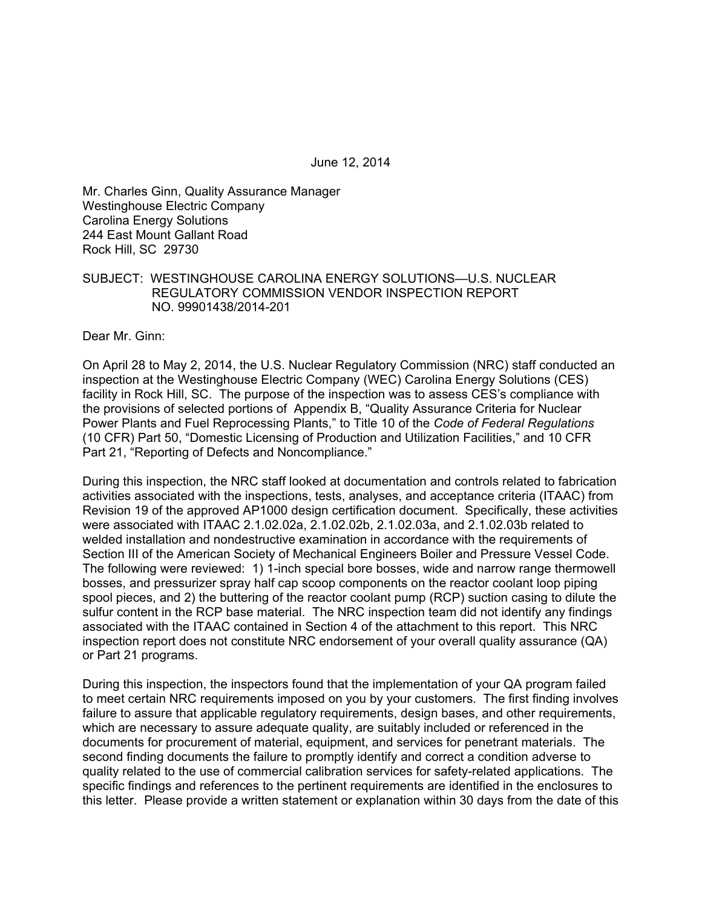June 12, 2014

Mr. Charles Ginn, Quality Assurance Manager
Westinghouse Electric Company
Carolina Energy Solutions
244 East Mount Gallant Road
Rock Hill, SC 29730

SUBJECT: WESTINGHOUSE CAROLINA ENERGY SOLUTIONS—U.S. NUCLEAR REGULATORY COMMISSION VENDOR INSPECTION REPORT NO. 99901438/2014-201

Dear Mr. Ginn:

On April 28 to May 2, 2014, the U.S. Nuclear Regulatory Commission (NRC) staff conducted an inspection at the Westinghouse Electric Company (WEC) Carolina Energy Solutions (CES) facility in Rock Hill, SC. The purpose of the inspection was to assess CES's compliance with the provisions of selected portions of Appendix B, "Quality Assurance Criteria for Nuclear Power Plants and Fuel Reprocessing Plants," to Title 10 of the *Code of Federal Regulations* (10 CFR) Part 50, "Domestic Licensing of Production and Utilization Facilities," and 10 CFR Part 21, "Reporting of Defects and Noncompliance."

During this inspection, the NRC staff looked at documentation and controls related to fabrication activities associated with the inspections, tests, analyses, and acceptance criteria (ITAAC) from Revision 19 of the approved AP1000 design certification document. Specifically, these activities were associated with ITAAC 2.1.02.02a, 2.1.02.02b, 2.1.02.03a, and 2.1.02.03b related to welded installation and nondestructive examination in accordance with the requirements of Section III of the American Society of Mechanical Engineers Boiler and Pressure Vessel Code. The following were reviewed: 1) 1-inch special bore bosses, wide and narrow range thermowell bosses, and pressurizer spray half cap scoop components on the reactor coolant loop piping spool pieces, and 2) the buttering of the reactor coolant pump (RCP) suction casing to dilute the sulfur content in the RCP base material. The NRC inspection team did not identify any findings associated with the ITAAC contained in Section 4 of the attachment to this report. This NRC inspection report does not constitute NRC endorsement of your overall quality assurance (QA) or Part 21 programs.

During this inspection, the inspectors found that the implementation of your QA program failed to meet certain NRC requirements imposed on you by your customers. The first finding involves failure to assure that applicable regulatory requirements, design bases, and other requirements, which are necessary to assure adequate quality, are suitably included or referenced in the documents for procurement of material, equipment, and services for penetrant materials. The second finding documents the failure to promptly identify and correct a condition adverse to quality related to the use of commercial calibration services for safety-related applications. The specific findings and references to the pertinent requirements are identified in the enclosures to this letter. Please provide a written statement or explanation within 30 days from the date of this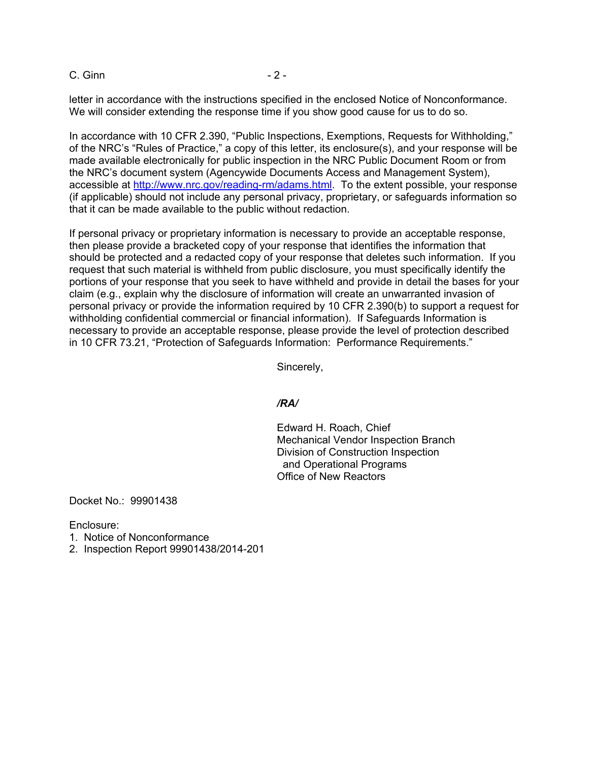letter in accordance with the instructions specified in the enclosed Notice of Nonconformance. We will consider extending the response time if you show good cause for us to do so.

In accordance with 10 CFR 2.390, "Public Inspections, Exemptions, Requests for Withholding," of the NRC's "Rules of Practice," a copy of this letter, its enclosure(s), and your response will be made available electronically for public inspection in the NRC Public Document Room or from the NRC's document system (Agencywide Documents Access and Management System), accessible at http://www.nrc.gov/reading-rm/adams.html. To the extent possible, your response (if applicable) should not include any personal privacy, proprietary, or safeguards information so that it can be made available to the public without redaction.

If personal privacy or proprietary information is necessary to provide an acceptable response, then please provide a bracketed copy of your response that identifies the information that should be protected and a redacted copy of your response that deletes such information. If you request that such material is withheld from public disclosure, you must specifically identify the portions of your response that you seek to have withheld and provide in detail the bases for your claim (e.g., explain why the disclosure of information will create an unwarranted invasion of personal privacy or provide the information required by 10 CFR 2.390(b) to support a request for withholding confidential commercial or financial information). If Safeguards Information is necessary to provide an acceptable response, please provide the level of protection described in 10 CFR 73.21, "Protection of Safeguards Information: Performance Requirements."

Sincerely,

*/RA/*

Edward H. Roach, Chief
Mechanical Vendor Inspection Branch
Division of Construction Inspection
and Operational Programs
Office of New Reactors

Docket No.: 99901438

Enclosure:
1. Notice of Nonconformance
2. Inspection Report 99901438/2014-201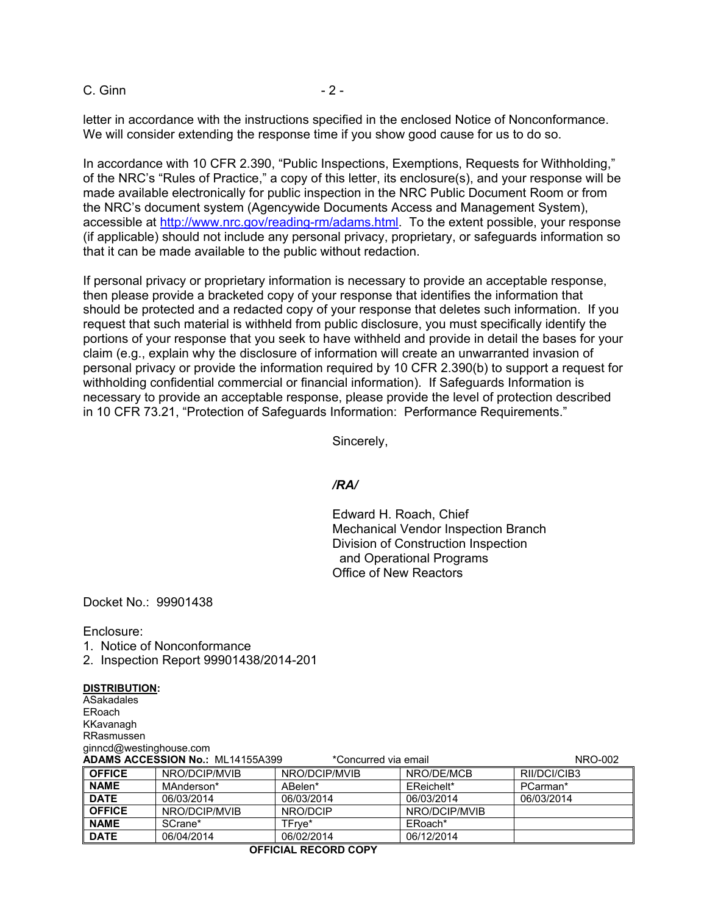letter in accordance with the instructions specified in the enclosed Notice of Nonconformance. We will consider extending the response time if you show good cause for us to do so.

In accordance with 10 CFR 2.390, "Public Inspections, Exemptions, Requests for Withholding," of the NRC's "Rules of Practice," a copy of this letter, its enclosure(s), and your response will be made available electronically for public inspection in the NRC Public Document Room or from the NRC's document system (Agencywide Documents Access and Management System), accessible at http://www.nrc.gov/reading-rm/adams.html. To the extent possible, your response (if applicable) should not include any personal privacy, proprietary, or safeguards information so that it can be made available to the public without redaction.

If personal privacy or proprietary information is necessary to provide an acceptable response, then please provide a bracketed copy of your response that identifies the information that should be protected and a redacted copy of your response that deletes such information. If you request that such material is withheld from public disclosure, you must specifically identify the portions of your response that you seek to have withheld and provide in detail the bases for your claim (e.g., explain why the disclosure of information will create an unwarranted invasion of personal privacy or provide the information required by 10 CFR 2.390(b) to support a request for withholding confidential commercial or financial information). If Safeguards Information is necessary to provide an acceptable response, please provide the level of protection described in 10 CFR 73.21, "Protection of Safeguards Information: Performance Requirements."

Sincerely,

*/RA/*

Edward H. Roach, Chief
Mechanical Vendor Inspection Branch
Division of Construction Inspection
and Operational Programs
Office of New Reactors

Docket No.: 99901438

Enclosure:
1. Notice of Nonconformance
2. Inspection Report 99901438/2014-201

**DISTRIBUTION:**
ASakadales
ERoach
KKavanagh
RRasmussen
ginncd@westinghouse.com

**ADAMS ACCESSION No.:** ML14155A399 *Concurred via email NRO-002

| OFFICE | NRO/DCIP/MVIB | NRO/DCIP/MVIB | NRO/DE/MCB | RII/DCI/CIB3 |
|---|---|---|---|---|
| NAME | MAnderson* | ABelen* | EReichelt* | PCarman* |
| DATE | 06/03/2014 | 06/03/2014 | 06/03/2014 | 06/03/2014 |
| OFFICE | NRO/DCIP/MVIB | NRO/DCIP | NRO/DCIP/MVIB | |
| NAME | SCrane* | TFrye* | ERoach* | |
| DATE | 06/04/2014 | 06/02/2014 | 06/12/2014 | |

**OFFICIAL RECORD COPY**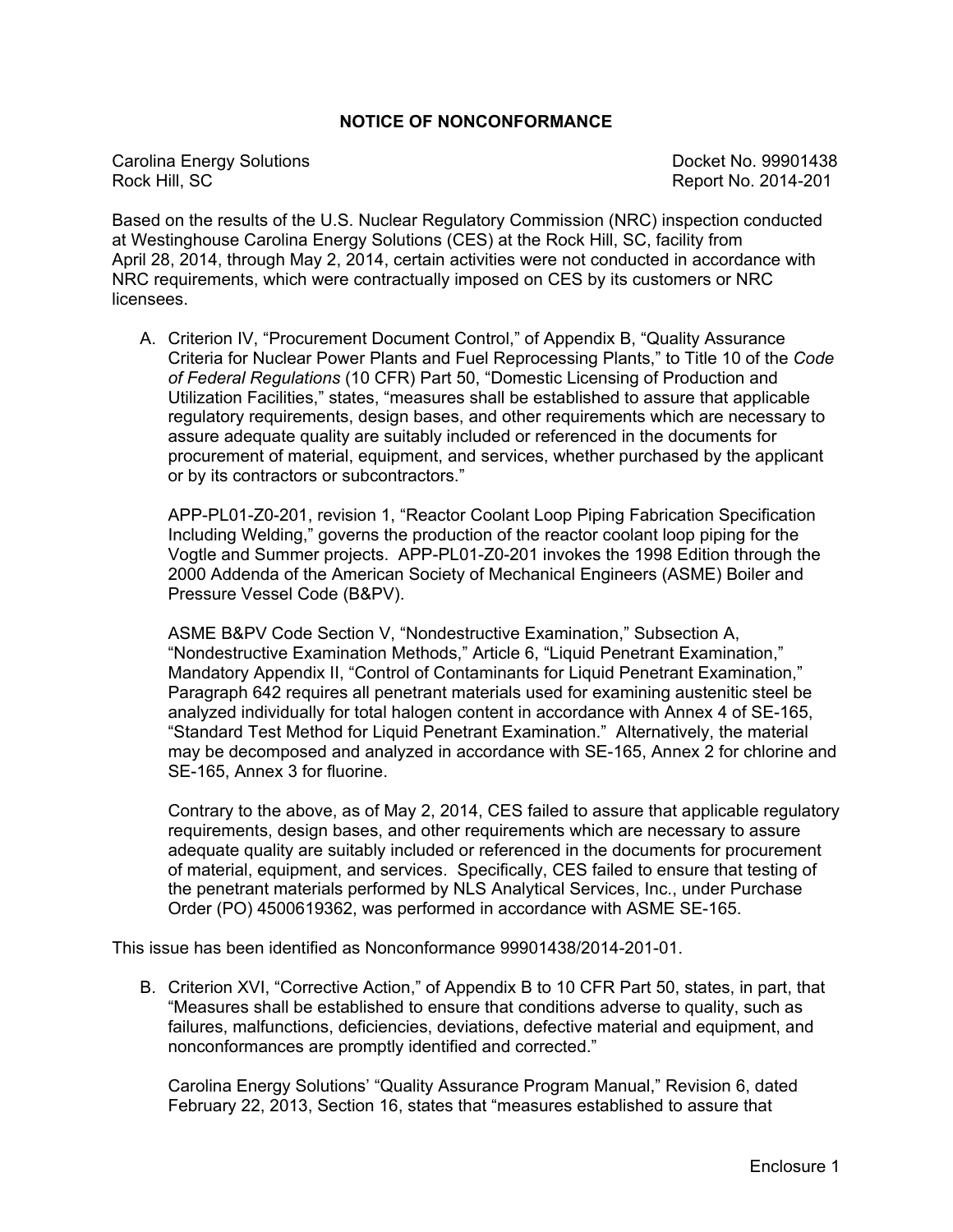## NOTICE OF NONCONFORMANCE

Carolina Energy Solutions
Rock Hill, SC

Docket No. 99901438
Report No. 2014-201

Based on the results of the U.S. Nuclear Regulatory Commission (NRC) inspection conducted at Westinghouse Carolina Energy Solutions (CES) at the Rock Hill, SC, facility from April 28, 2014, through May 2, 2014, certain activities were not conducted in accordance with NRC requirements, which were contractually imposed on CES by its customers or NRC licensees.

A. Criterion IV, "Procurement Document Control," of Appendix B, "Quality Assurance Criteria for Nuclear Power Plants and Fuel Reprocessing Plants," to Title 10 of the *Code of Federal Regulations* (10 CFR) Part 50, "Domestic Licensing of Production and Utilization Facilities," states, "measures shall be established to assure that applicable regulatory requirements, design bases, and other requirements which are necessary to assure adequate quality are suitably included or referenced in the documents for procurement of material, equipment, and services, whether purchased by the applicant or by its contractors or subcontractors."

   APP-PL01-Z0-201, revision 1, "Reactor Coolant Loop Piping Fabrication Specification Including Welding," governs the production of the reactor coolant loop piping for the Vogtle and Summer projects. APP-PL01-Z0-201 invokes the 1998 Edition through the 2000 Addenda of the American Society of Mechanical Engineers (ASME) Boiler and Pressure Vessel Code (B&PV).

   ASME B&PV Code Section V, "Nondestructive Examination," Subsection A, "Nondestructive Examination Methods," Article 6, "Liquid Penetrant Examination," Mandatory Appendix II, "Control of Contaminants for Liquid Penetrant Examination," Paragraph 642 requires all penetrant materials used for examining austenitic steel be analyzed individually for total halogen content in accordance with Annex 4 of SE-165, "Standard Test Method for Liquid Penetrant Examination." Alternatively, the material may be decomposed and analyzed in accordance with SE-165, Annex 2 for chlorine and SE-165, Annex 3 for fluorine.

   Contrary to the above, as of May 2, 2014, CES failed to assure that applicable regulatory requirements, design bases, and other requirements which are necessary to assure adequate quality are suitably included or referenced in the documents for procurement of material, equipment, and services. Specifically, CES failed to ensure that testing of the penetrant materials performed by NLS Analytical Services, Inc., under Purchase Order (PO) 4500619362, was performed in accordance with ASME SE-165.

This issue has been identified as Nonconformance 99901438/2014-201-01.

B. Criterion XVI, "Corrective Action," of Appendix B to 10 CFR Part 50, states, in part, that "Measures shall be established to ensure that conditions adverse to quality, such as failures, malfunctions, deficiencies, deviations, defective material and equipment, and nonconformances are promptly identified and corrected."

   Carolina Energy Solutions' "Quality Assurance Program Manual," Revision 6, dated February 22, 2013, Section 16, states that "measures established to assure that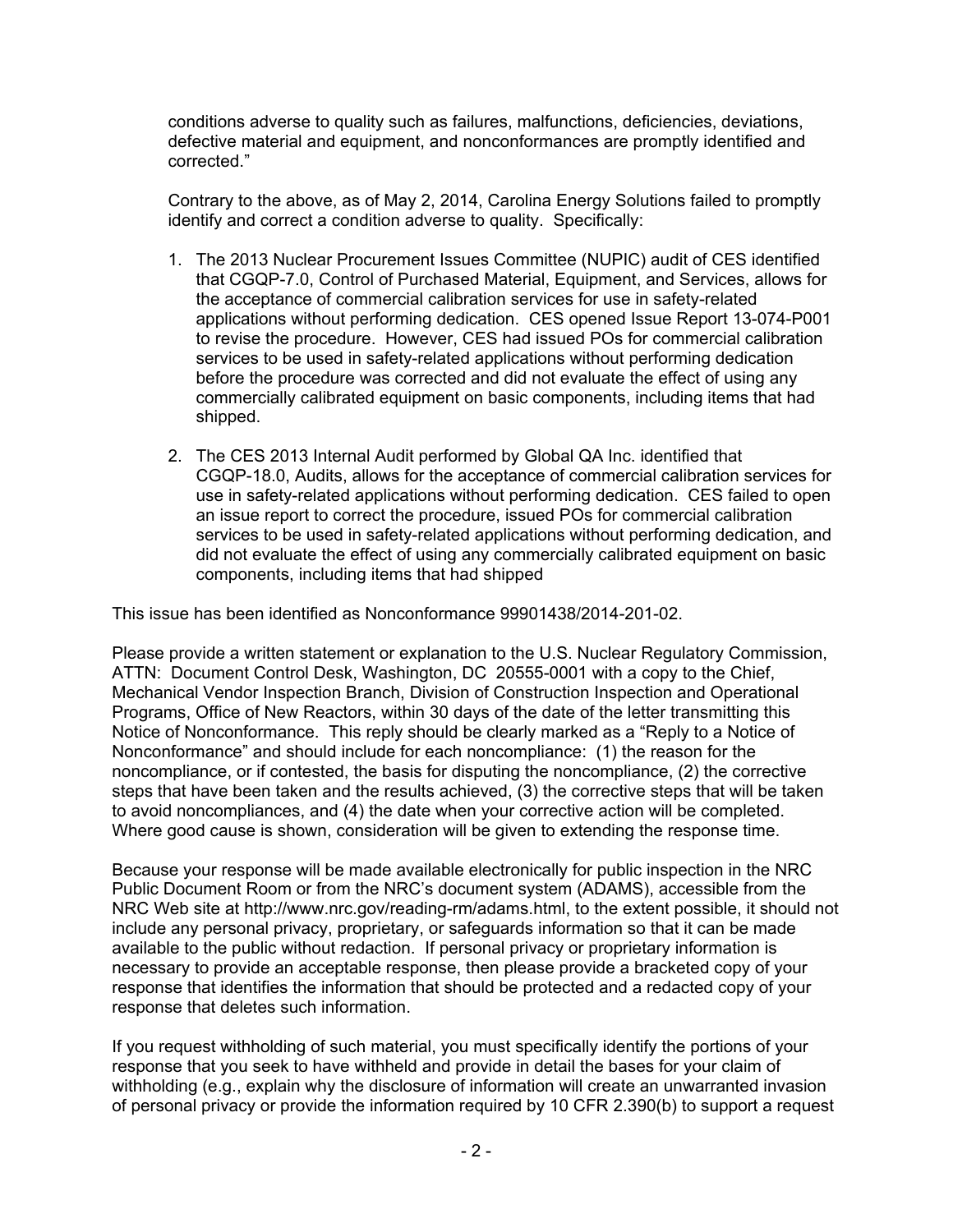conditions adverse to quality such as failures, malfunctions, deficiencies, deviations, defective material and equipment, and nonconformances are promptly identified and corrected."

Contrary to the above, as of May 2, 2014, Carolina Energy Solutions failed to promptly identify and correct a condition adverse to quality. Specifically:

1. The 2013 Nuclear Procurement Issues Committee (NUPIC) audit of CES identified that CGQP-7.0, Control of Purchased Material, Equipment, and Services, allows for the acceptance of commercial calibration services for use in safety-related applications without performing dedication. CES opened Issue Report 13-074-P001 to revise the procedure. However, CES had issued POs for commercial calibration services to be used in safety-related applications without performing dedication before the procedure was corrected and did not evaluate the effect of using any commercially calibrated equipment on basic components, including items that had shipped.

2. The CES 2013 Internal Audit performed by Global QA Inc. identified that CGQP-18.0, Audits, allows for the acceptance of commercial calibration services for use in safety-related applications without performing dedication. CES failed to open an issue report to correct the procedure, issued POs for commercial calibration services to be used in safety-related applications without performing dedication, and did not evaluate the effect of using any commercially calibrated equipment on basic components, including items that had shipped

This issue has been identified as Nonconformance 99901438/2014-201-02.

Please provide a written statement or explanation to the U.S. Nuclear Regulatory Commission, ATTN: Document Control Desk, Washington, DC 20555-0001 with a copy to the Chief, Mechanical Vendor Inspection Branch, Division of Construction Inspection and Operational Programs, Office of New Reactors, within 30 days of the date of the letter transmitting this Notice of Nonconformance. This reply should be clearly marked as a "Reply to a Notice of Nonconformance" and should include for each noncompliance: (1) the reason for the noncompliance, or if contested, the basis for disputing the noncompliance, (2) the corrective steps that have been taken and the results achieved, (3) the corrective steps that will be taken to avoid noncompliances, and (4) the date when your corrective action will be completed. Where good cause is shown, consideration will be given to extending the response time.

Because your response will be made available electronically for public inspection in the NRC Public Document Room or from the NRC's document system (ADAMS), accessible from the NRC Web site at http://www.nrc.gov/reading-rm/adams.html, to the extent possible, it should not include any personal privacy, proprietary, or safeguards information so that it can be made available to the public without redaction. If personal privacy or proprietary information is necessary to provide an acceptable response, then please provide a bracketed copy of your response that identifies the information that should be protected and a redacted copy of your response that deletes such information.

If you request withholding of such material, you must specifically identify the portions of your response that you seek to have withheld and provide in detail the bases for your claim of withholding (e.g., explain why the disclosure of information will create an unwarranted invasion of personal privacy or provide the information required by 10 CFR 2.390(b) to support a request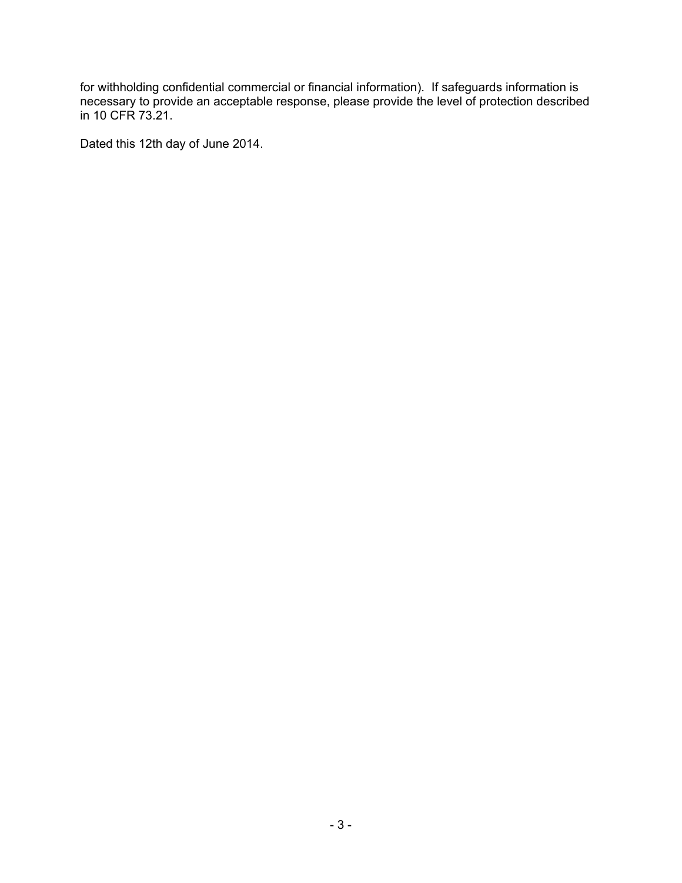for withholding confidential commercial or financial information). If safeguards information is necessary to provide an acceptable response, please provide the level of protection described in 10 CFR 73.21.

Dated this 12th day of June 2014.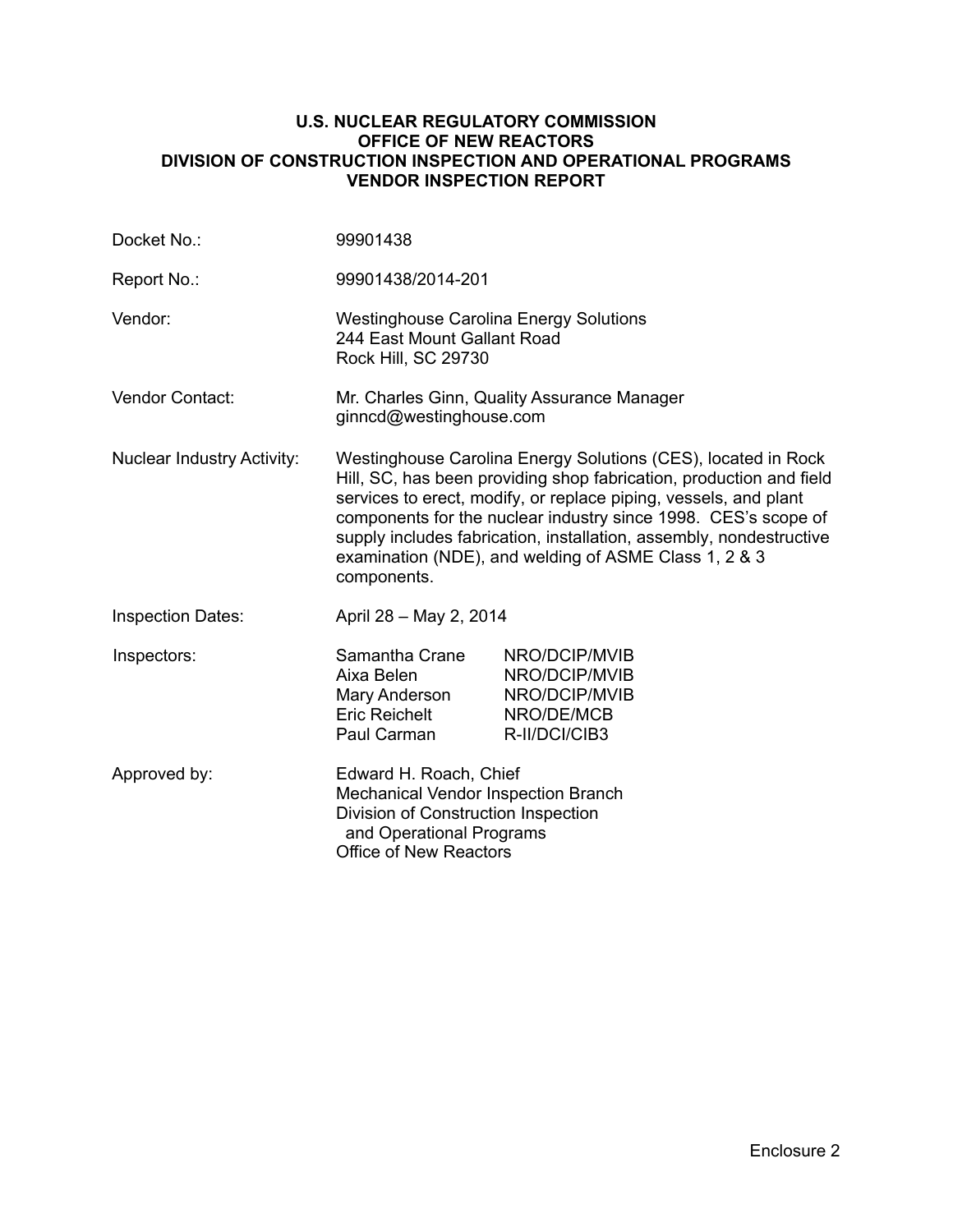**U.S. NUCLEAR REGULATORY COMMISSION**
**OFFICE OF NEW REACTORS**
**DIVISION OF CONSTRUCTION INSPECTION AND OPERATIONAL PROGRAMS**
**VENDOR INSPECTION REPORT**

| | |
|---|---|
| Docket No.: | 99901438 |
| Report No.: | 99901438/2014-201 |
| Vendor: | Westinghouse Carolina Energy Solutions<br>244 East Mount Gallant Road<br>Rock Hill, SC 29730 |
| Vendor Contact: | Mr. Charles Ginn, Quality Assurance Manager<br>ginncd@westinghouse.com |
| Nuclear Industry Activity: | Westinghouse Carolina Energy Solutions (CES), located in Rock Hill, SC, has been providing shop fabrication, production and field services to erect, modify, or replace piping, vessels, and plant components for the nuclear industry since 1998. CES's scope of supply includes fabrication, installation, assembly, nondestructive examination (NDE), and welding of ASME Class 1, 2 & 3 components. |
| Inspection Dates: | April 28 – May 2, 2014 |
| Inspectors: | Samantha Crane NRO/DCIP/MVIB<br>Aixa Belen NRO/DCIP/MVIB<br>Mary Anderson NRO/DCIP/MVIB<br>Eric Reichelt NRO/DE/MCB<br>Paul Carman R-II/DCI/CIB3 |
| Approved by: | Edward H. Roach, Chief<br>Mechanical Vendor Inspection Branch<br>Division of Construction Inspection and Operational Programs<br>Office of New Reactors |

Enclosure 2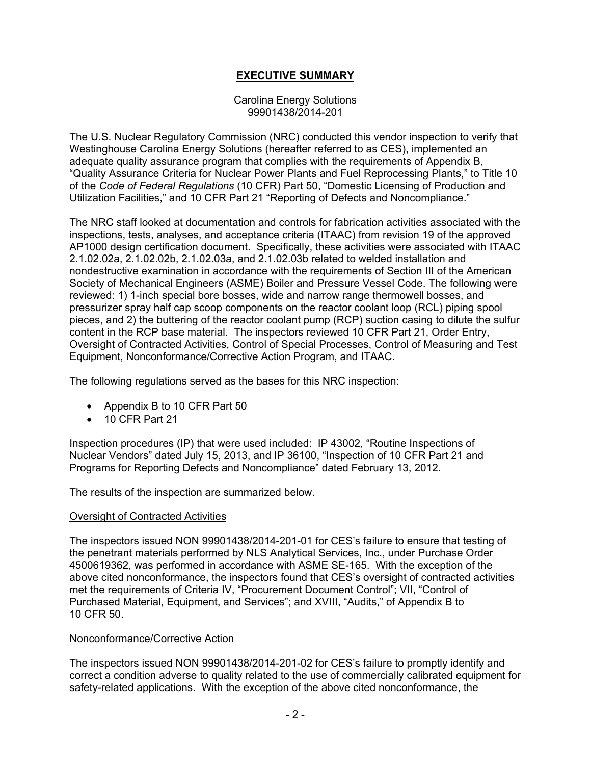# EXECUTIVE SUMMARY

Carolina Energy Solutions
99901438/2014-201

The U.S. Nuclear Regulatory Commission (NRC) conducted this vendor inspection to verify that Westinghouse Carolina Energy Solutions (hereafter referred to as CES), implemented an adequate quality assurance program that complies with the requirements of Appendix B, "Quality Assurance Criteria for Nuclear Power Plants and Fuel Reprocessing Plants," to Title 10 of the *Code of Federal Regulations* (10 CFR) Part 50, "Domestic Licensing of Production and Utilization Facilities," and 10 CFR Part 21 "Reporting of Defects and Noncompliance."

The NRC staff looked at documentation and controls for fabrication activities associated with the inspections, tests, analyses, and acceptance criteria (ITAAC) from revision 19 of the approved AP1000 design certification document. Specifically, these activities were associated with ITAAC 2.1.02.02a, 2.1.02.02b, 2.1.02.03a, and 2.1.02.03b related to welded installation and nondestructive examination in accordance with the requirements of Section III of the American Society of Mechanical Engineers (ASME) Boiler and Pressure Vessel Code. The following were reviewed: 1) 1-inch special bore bosses, wide and narrow range thermowell bosses, and pressurizer spray half cap scoop components on the reactor coolant loop (RCL) piping spool pieces, and 2) the buttering of the reactor coolant pump (RCP) suction casing to dilute the sulfur content in the RCP base material. The inspectors reviewed 10 CFR Part 21, Order Entry, Oversight of Contracted Activities, Control of Special Processes, Control of Measuring and Test Equipment, Nonconformance/Corrective Action Program, and ITAAC.

The following regulations served as the bases for this NRC inspection:

- Appendix B to 10 CFR Part 50
- 10 CFR Part 21

Inspection procedures (IP) that were used included: IP 43002, "Routine Inspections of Nuclear Vendors" dated July 15, 2013, and IP 36100, "Inspection of 10 CFR Part 21 and Programs for Reporting Defects and Noncompliance" dated February 13, 2012.

The results of the inspection are summarized below.

## Oversight of Contracted Activities

The inspectors issued NON 99901438/2014-201-01 for CES's failure to ensure that testing of the penetrant materials performed by NLS Analytical Services, Inc., under Purchase Order 4500619362, was performed in accordance with ASME SE-165. With the exception of the above cited nonconformance, the inspectors found that CES's oversight of contracted activities met the requirements of Criteria IV, "Procurement Document Control"; VII, "Control of Purchased Material, Equipment, and Services"; and XVIII, "Audits," of Appendix B to 10 CFR 50.

## Nonconformance/Corrective Action

The inspectors issued NON 99901438/2014-201-02 for CES's failure to promptly identify and correct a condition adverse to quality related to the use of commercially calibrated equipment for safety-related applications. With the exception of the above cited nonconformance, the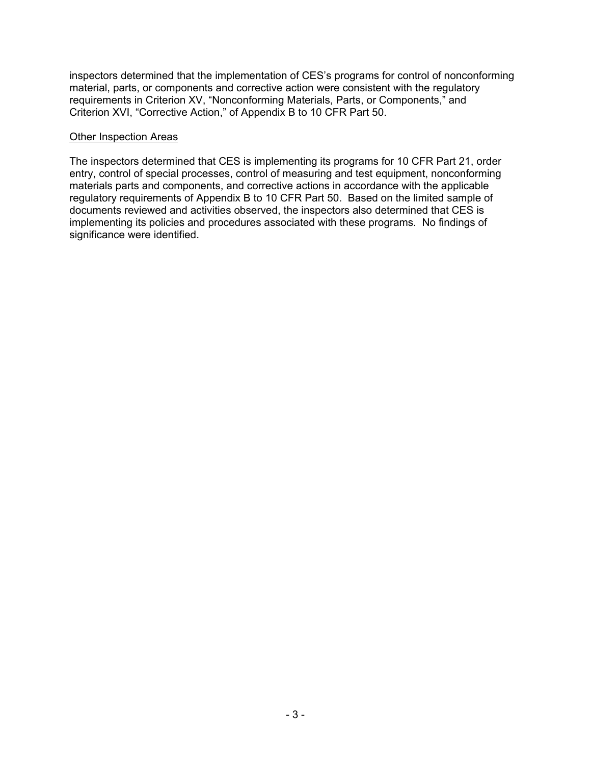inspectors determined that the implementation of CES's programs for control of nonconforming material, parts, or components and corrective action were consistent with the regulatory requirements in Criterion XV, "Nonconforming Materials, Parts, or Components," and Criterion XVI, "Corrective Action," of Appendix B to 10 CFR Part 50.

<u>Other Inspection Areas</u>

The inspectors determined that CES is implementing its programs for 10 CFR Part 21, order entry, control of special processes, control of measuring and test equipment, nonconforming materials parts and components, and corrective actions in accordance with the applicable regulatory requirements of Appendix B to 10 CFR Part 50. Based on the limited sample of documents reviewed and activities observed, the inspectors also determined that CES is implementing its policies and procedures associated with these programs. No findings of significance were identified.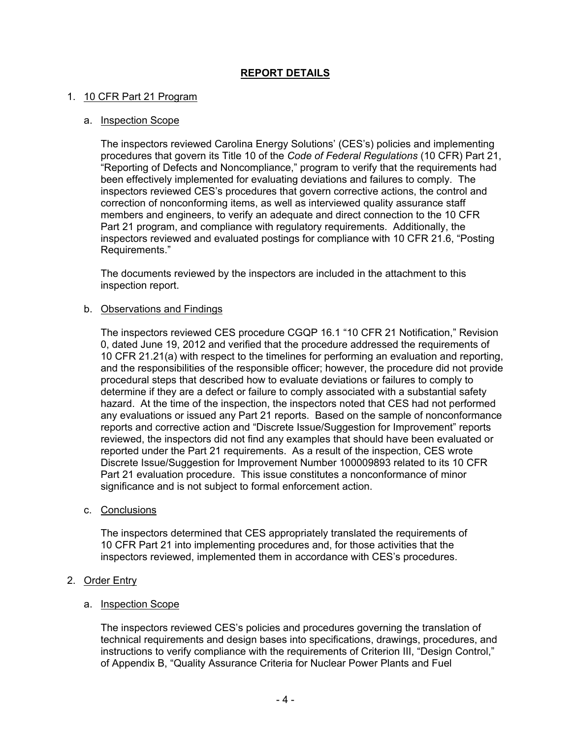# REPORT DETAILS

1. 10 CFR Part 21 Program

   a. Inspection Scope

   The inspectors reviewed Carolina Energy Solutions' (CES's) policies and implementing procedures that govern its Title 10 of the *Code of Federal Regulations* (10 CFR) Part 21, "Reporting of Defects and Noncompliance," program to verify that the requirements had been effectively implemented for evaluating deviations and failures to comply. The inspectors reviewed CES's procedures that govern corrective actions, the control and correction of nonconforming items, as well as interviewed quality assurance staff members and engineers, to verify an adequate and direct connection to the 10 CFR Part 21 program, and compliance with regulatory requirements. Additionally, the inspectors reviewed and evaluated postings for compliance with 10 CFR 21.6, "Posting Requirements."

   The documents reviewed by the inspectors are included in the attachment to this inspection report.

   b. Observations and Findings

   The inspectors reviewed CES procedure CGQP 16.1 "10 CFR 21 Notification," Revision 0, dated June 19, 2012 and verified that the procedure addressed the requirements of 10 CFR 21.21(a) with respect to the timelines for performing an evaluation and reporting, and the responsibilities of the responsible officer; however, the procedure did not provide procedural steps that described how to evaluate deviations or failures to comply to determine if they are a defect or failure to comply associated with a substantial safety hazard. At the time of the inspection, the inspectors noted that CES had not performed any evaluations or issued any Part 21 reports. Based on the sample of nonconformance reports and corrective action and "Discrete Issue/Suggestion for Improvement" reports reviewed, the inspectors did not find any examples that should have been evaluated or reported under the Part 21 requirements. As a result of the inspection, CES wrote Discrete Issue/Suggestion for Improvement Number 100009893 related to its 10 CFR Part 21 evaluation procedure. This issue constitutes a nonconformance of minor significance and is not subject to formal enforcement action.

   c. Conclusions

   The inspectors determined that CES appropriately translated the requirements of 10 CFR Part 21 into implementing procedures and, for those activities that the inspectors reviewed, implemented them in accordance with CES's procedures.

2. Order Entry

   a. Inspection Scope

   The inspectors reviewed CES's policies and procedures governing the translation of technical requirements and design bases into specifications, drawings, procedures, and instructions to verify compliance with the requirements of Criterion III, "Design Control," of Appendix B, "Quality Assurance Criteria for Nuclear Power Plants and Fuel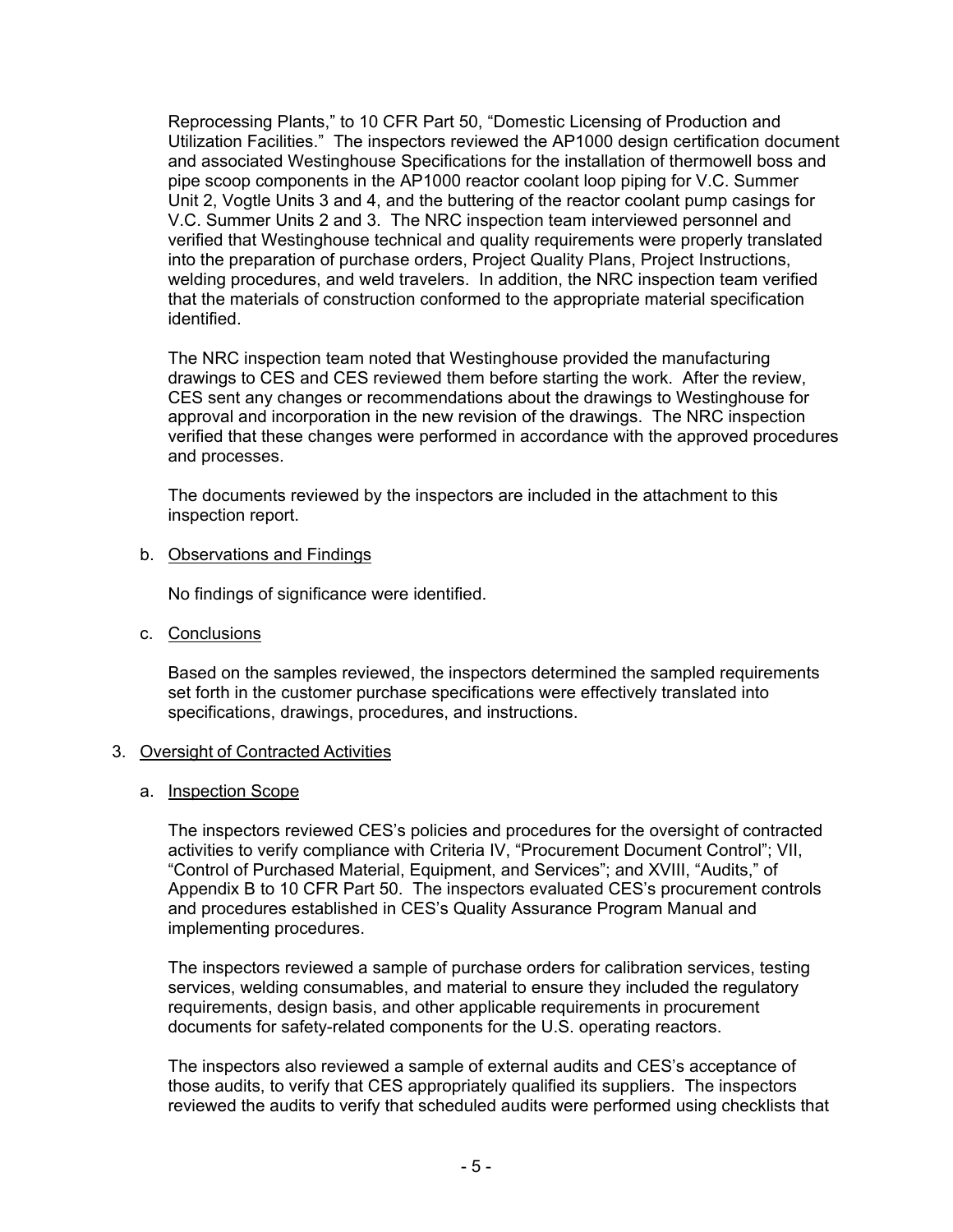Reprocessing Plants," to 10 CFR Part 50, "Domestic Licensing of Production and Utilization Facilities." The inspectors reviewed the AP1000 design certification document and associated Westinghouse Specifications for the installation of thermowell boss and pipe scoop components in the AP1000 reactor coolant loop piping for V.C. Summer Unit 2, Vogtle Units 3 and 4, and the buttering of the reactor coolant pump casings for V.C. Summer Units 2 and 3. The NRC inspection team interviewed personnel and verified that Westinghouse technical and quality requirements were properly translated into the preparation of purchase orders, Project Quality Plans, Project Instructions, welding procedures, and weld travelers. In addition, the NRC inspection team verified that the materials of construction conformed to the appropriate material specification identified.

The NRC inspection team noted that Westinghouse provided the manufacturing drawings to CES and CES reviewed them before starting the work. After the review, CES sent any changes or recommendations about the drawings to Westinghouse for approval and incorporation in the new revision of the drawings. The NRC inspection verified that these changes were performed in accordance with the approved procedures and processes.

The documents reviewed by the inspectors are included in the attachment to this inspection report.

b. Observations and Findings

No findings of significance were identified.

c. Conclusions

Based on the samples reviewed, the inspectors determined the sampled requirements set forth in the customer purchase specifications were effectively translated into specifications, drawings, procedures, and instructions.

3. Oversight of Contracted Activities

a. Inspection Scope

The inspectors reviewed CES's policies and procedures for the oversight of contracted activities to verify compliance with Criteria IV, "Procurement Document Control"; VII, "Control of Purchased Material, Equipment, and Services"; and XVIII, "Audits," of Appendix B to 10 CFR Part 50. The inspectors evaluated CES's procurement controls and procedures established in CES's Quality Assurance Program Manual and implementing procedures.

The inspectors reviewed a sample of purchase orders for calibration services, testing services, welding consumables, and material to ensure they included the regulatory requirements, design basis, and other applicable requirements in procurement documents for safety-related components for the U.S. operating reactors.

The inspectors also reviewed a sample of external audits and CES's acceptance of those audits, to verify that CES appropriately qualified its suppliers. The inspectors reviewed the audits to verify that scheduled audits were performed using checklists that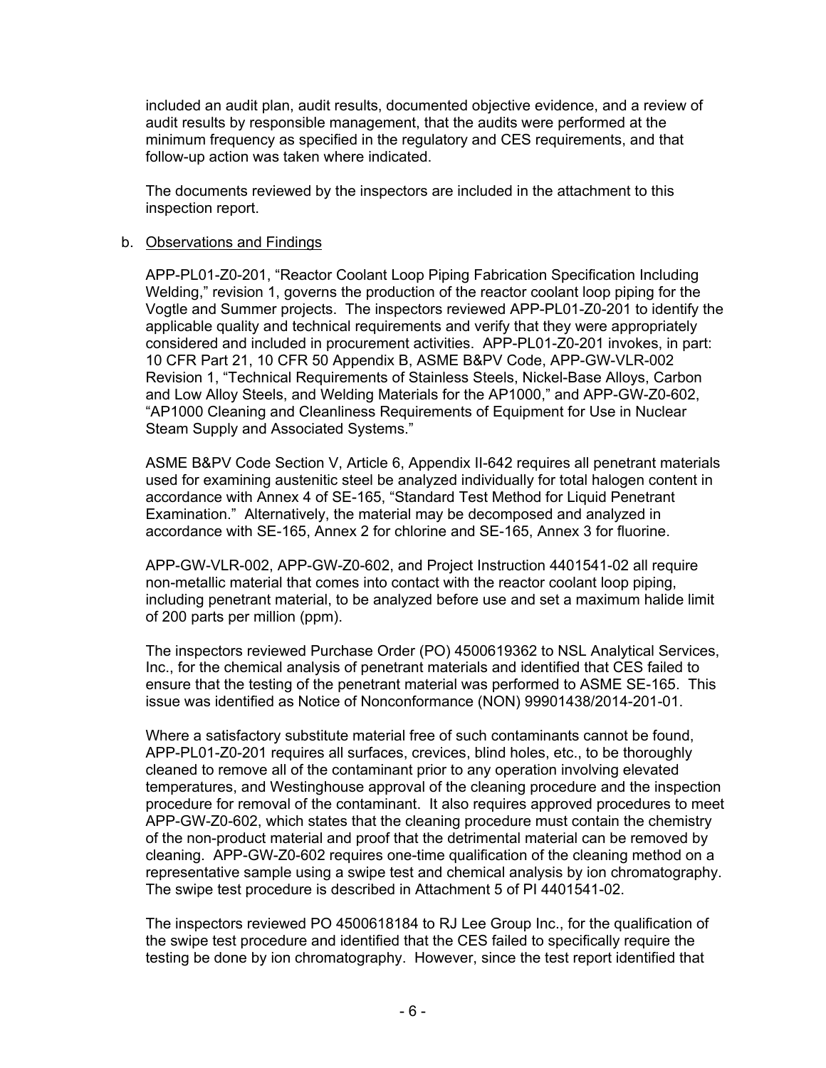included an audit plan, audit results, documented objective evidence, and a review of audit results by responsible management, that the audits were performed at the minimum frequency as specified in the regulatory and CES requirements, and that follow-up action was taken where indicated.

The documents reviewed by the inspectors are included in the attachment to this inspection report.

b. Observations and Findings

APP-PL01-Z0-201, "Reactor Coolant Loop Piping Fabrication Specification Including Welding," revision 1, governs the production of the reactor coolant loop piping for the Vogtle and Summer projects. The inspectors reviewed APP-PL01-Z0-201 to identify the applicable quality and technical requirements and verify that they were appropriately considered and included in procurement activities. APP-PL01-Z0-201 invokes, in part: 10 CFR Part 21, 10 CFR 50 Appendix B, ASME B&PV Code, APP-GW-VLR-002 Revision 1, "Technical Requirements of Stainless Steels, Nickel-Base Alloys, Carbon and Low Alloy Steels, and Welding Materials for the AP1000," and APP-GW-Z0-602, "AP1000 Cleaning and Cleanliness Requirements of Equipment for Use in Nuclear Steam Supply and Associated Systems."

ASME B&PV Code Section V, Article 6, Appendix II-642 requires all penetrant materials used for examining austenitic steel be analyzed individually for total halogen content in accordance with Annex 4 of SE-165, "Standard Test Method for Liquid Penetrant Examination." Alternatively, the material may be decomposed and analyzed in accordance with SE-165, Annex 2 for chlorine and SE-165, Annex 3 for fluorine.

APP-GW-VLR-002, APP-GW-Z0-602, and Project Instruction 4401541-02 all require non-metallic material that comes into contact with the reactor coolant loop piping, including penetrant material, to be analyzed before use and set a maximum halide limit of 200 parts per million (ppm).

The inspectors reviewed Purchase Order (PO) 4500619362 to NSL Analytical Services, Inc., for the chemical analysis of penetrant materials and identified that CES failed to ensure that the testing of the penetrant material was performed to ASME SE-165. This issue was identified as Notice of Nonconformance (NON) 99901438/2014-201-01.

Where a satisfactory substitute material free of such contaminants cannot be found, APP-PL01-Z0-201 requires all surfaces, crevices, blind holes, etc., to be thoroughly cleaned to remove all of the contaminant prior to any operation involving elevated temperatures, and Westinghouse approval of the cleaning procedure and the inspection procedure for removal of the contaminant. It also requires approved procedures to meet APP-GW-Z0-602, which states that the cleaning procedure must contain the chemistry of the non-product material and proof that the detrimental material can be removed by cleaning. APP-GW-Z0-602 requires one-time qualification of the cleaning method on a representative sample using a swipe test and chemical analysis by ion chromatography. The swipe test procedure is described in Attachment 5 of PI 4401541-02.

The inspectors reviewed PO 4500618184 to RJ Lee Group Inc., for the qualification of the swipe test procedure and identified that the CES failed to specifically require the testing be done by ion chromatography. However, since the test report identified that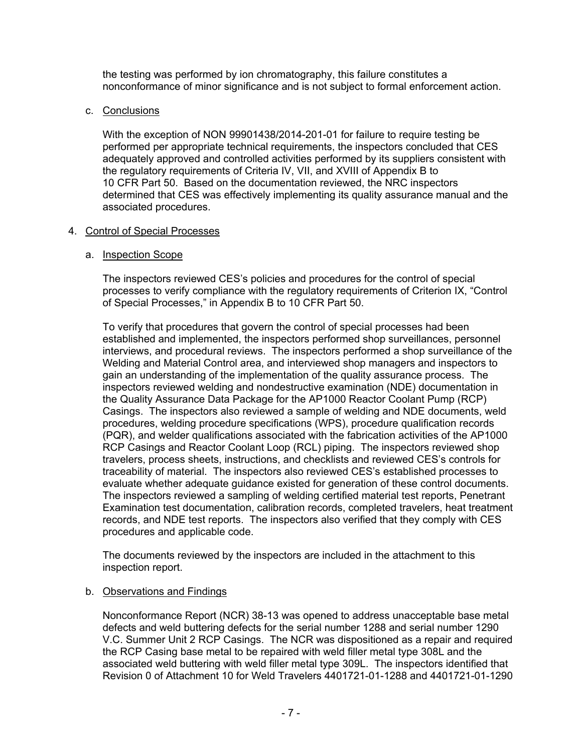the testing was performed by ion chromatography, this failure constitutes a nonconformance of minor significance and is not subject to formal enforcement action.

c. Conclusions

With the exception of NON 99901438/2014-201-01 for failure to require testing be performed per appropriate technical requirements, the inspectors concluded that CES adequately approved and controlled activities performed by its suppliers consistent with the regulatory requirements of Criteria IV, VII, and XVIII of Appendix B to 10 CFR Part 50. Based on the documentation reviewed, the NRC inspectors determined that CES was effectively implementing its quality assurance manual and the associated procedures.

## 4. Control of Special Processes

a. Inspection Scope

The inspectors reviewed CES's policies and procedures for the control of special processes to verify compliance with the regulatory requirements of Criterion IX, "Control of Special Processes," in Appendix B to 10 CFR Part 50.

To verify that procedures that govern the control of special processes had been established and implemented, the inspectors performed shop surveillances, personnel interviews, and procedural reviews. The inspectors performed a shop surveillance of the Welding and Material Control area, and interviewed shop managers and inspectors to gain an understanding of the implementation of the quality assurance process. The inspectors reviewed welding and nondestructive examination (NDE) documentation in the Quality Assurance Data Package for the AP1000 Reactor Coolant Pump (RCP) Casings. The inspectors also reviewed a sample of welding and NDE documents, weld procedures, welding procedure specifications (WPS), procedure qualification records (PQR), and welder qualifications associated with the fabrication activities of the AP1000 RCP Casings and Reactor Coolant Loop (RCL) piping. The inspectors reviewed shop travelers, process sheets, instructions, and checklists and reviewed CES's controls for traceability of material. The inspectors also reviewed CES's established processes to evaluate whether adequate guidance existed for generation of these control documents. The inspectors reviewed a sampling of welding certified material test reports, Penetrant Examination test documentation, calibration records, completed travelers, heat treatment records, and NDE test reports. The inspectors also verified that they comply with CES procedures and applicable code.

The documents reviewed by the inspectors are included in the attachment to this inspection report.

b. Observations and Findings

Nonconformance Report (NCR) 38-13 was opened to address unacceptable base metal defects and weld buttering defects for the serial number 1288 and serial number 1290 V.C. Summer Unit 2 RCP Casings. The NCR was dispositioned as a repair and required the RCP Casing base metal to be repaired with weld filler metal type 308L and the associated weld buttering with weld filler metal type 309L. The inspectors identified that Revision 0 of Attachment 10 for Weld Travelers 4401721-01-1288 and 4401721-01-1290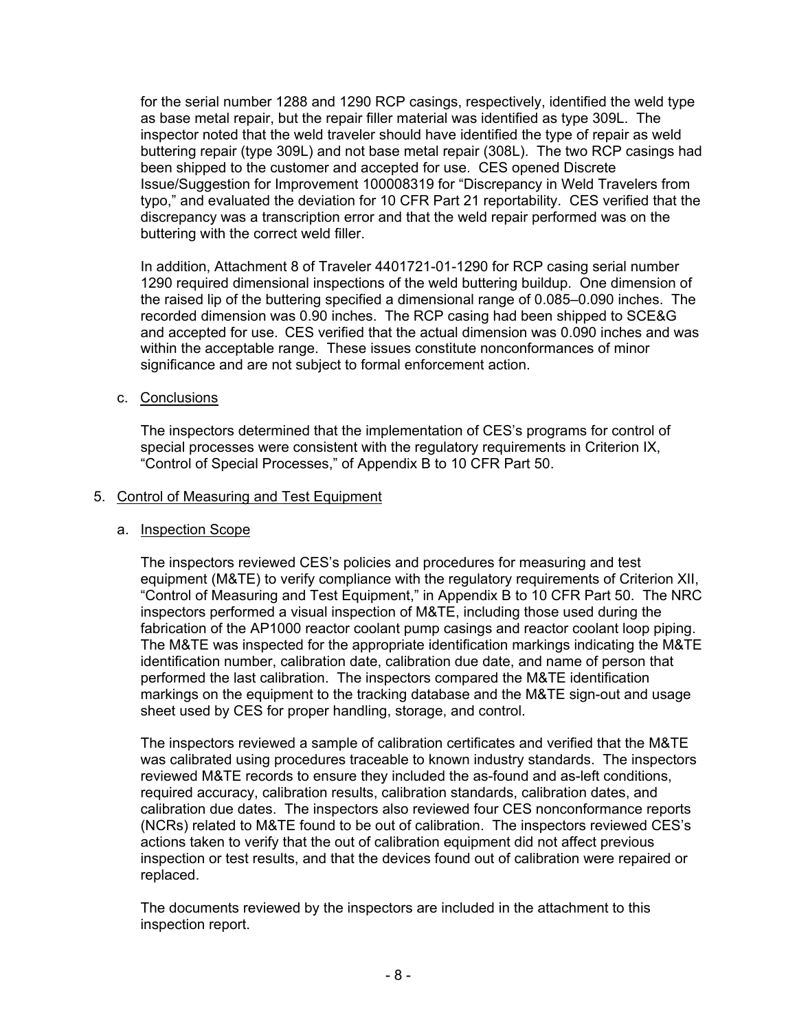for the serial number 1288 and 1290 RCP casings, respectively, identified the weld type as base metal repair, but the repair filler material was identified as type 309L. The inspector noted that the weld traveler should have identified the type of repair as weld buttering repair (type 309L) and not base metal repair (308L). The two RCP casings had been shipped to the customer and accepted for use. CES opened Discrete Issue/Suggestion for Improvement 100008319 for "Discrepancy in Weld Travelers from typo," and evaluated the deviation for 10 CFR Part 21 reportability. CES verified that the discrepancy was a transcription error and that the weld repair performed was on the buttering with the correct weld filler.

In addition, Attachment 8 of Traveler 4401721-01-1290 for RCP casing serial number 1290 required dimensional inspections of the weld buttering buildup. One dimension of the raised lip of the buttering specified a dimensional range of 0.085–0.090 inches. The recorded dimension was 0.90 inches. The RCP casing had been shipped to SCE&G and accepted for use. CES verified that the actual dimension was 0.090 inches and was within the acceptable range. These issues constitute nonconformances of minor significance and are not subject to formal enforcement action.

c. Conclusions

The inspectors determined that the implementation of CES's programs for control of special processes were consistent with the regulatory requirements in Criterion IX, "Control of Special Processes," of Appendix B to 10 CFR Part 50.

5. Control of Measuring and Test Equipment

a. Inspection Scope

The inspectors reviewed CES's policies and procedures for measuring and test equipment (M&TE) to verify compliance with the regulatory requirements of Criterion XII, "Control of Measuring and Test Equipment," in Appendix B to 10 CFR Part 50. The NRC inspectors performed a visual inspection of M&TE, including those used during the fabrication of the AP1000 reactor coolant pump casings and reactor coolant loop piping. The M&TE was inspected for the appropriate identification markings indicating the M&TE identification number, calibration date, calibration due date, and name of person that performed the last calibration. The inspectors compared the M&TE identification markings on the equipment to the tracking database and the M&TE sign-out and usage sheet used by CES for proper handling, storage, and control.

The inspectors reviewed a sample of calibration certificates and verified that the M&TE was calibrated using procedures traceable to known industry standards. The inspectors reviewed M&TE records to ensure they included the as-found and as-left conditions, required accuracy, calibration results, calibration standards, calibration dates, and calibration due dates. The inspectors also reviewed four CES nonconformance reports (NCRs) related to M&TE found to be out of calibration. The inspectors reviewed CES's actions taken to verify that the out of calibration equipment did not affect previous inspection or test results, and that the devices found out of calibration were repaired or replaced.

The documents reviewed by the inspectors are included in the attachment to this inspection report.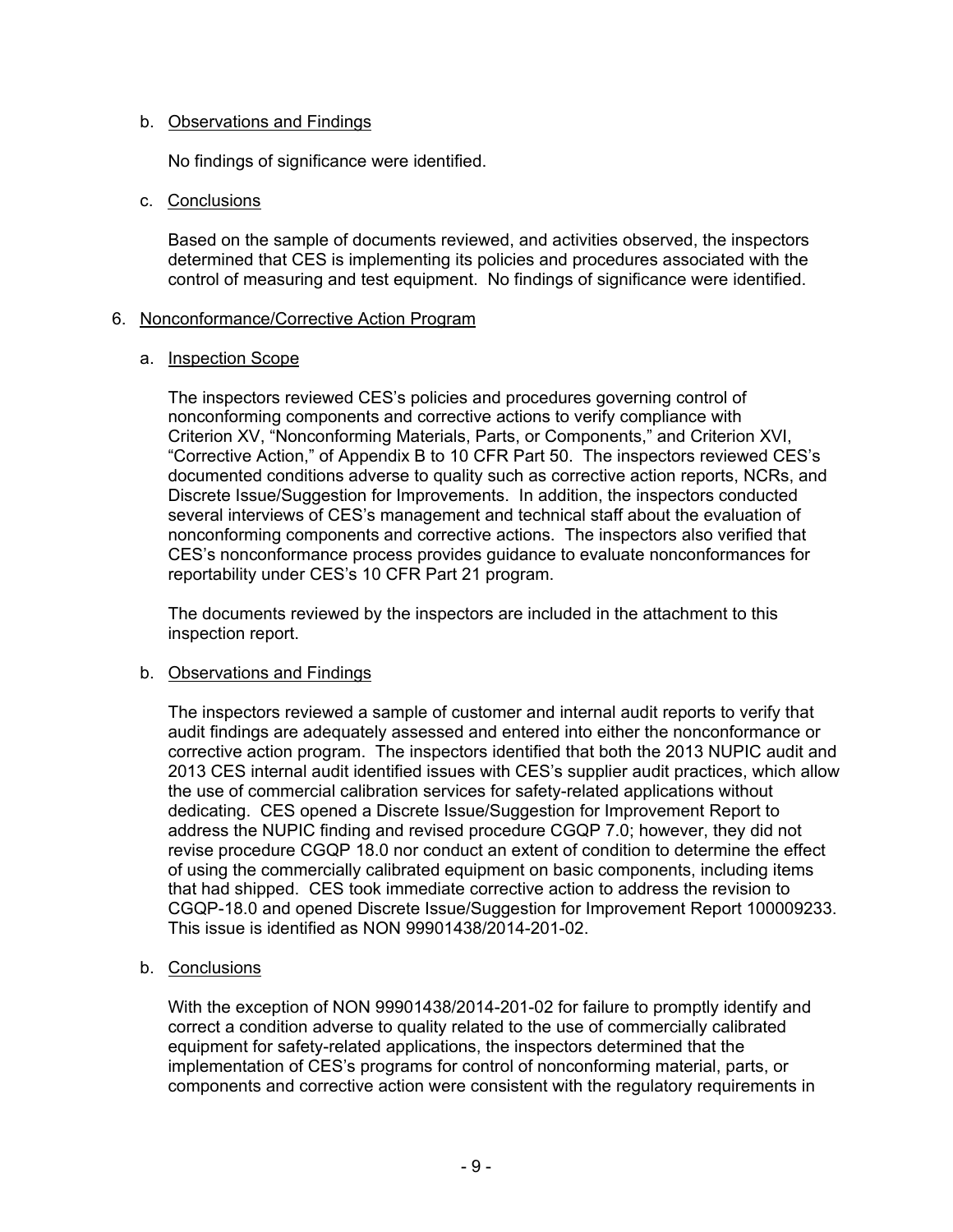b. Observations and Findings

No findings of significance were identified.

c. Conclusions

Based on the sample of documents reviewed, and activities observed, the inspectors determined that CES is implementing its policies and procedures associated with the control of measuring and test equipment. No findings of significance were identified.

## 6. Nonconformance/Corrective Action Program

a. Inspection Scope

The inspectors reviewed CES's policies and procedures governing control of nonconforming components and corrective actions to verify compliance with Criterion XV, "Nonconforming Materials, Parts, or Components," and Criterion XVI, "Corrective Action," of Appendix B to 10 CFR Part 50. The inspectors reviewed CES's documented conditions adverse to quality such as corrective action reports, NCRs, and Discrete Issue/Suggestion for Improvements. In addition, the inspectors conducted several interviews of CES's management and technical staff about the evaluation of nonconforming components and corrective actions. The inspectors also verified that CES's nonconformance process provides guidance to evaluate nonconformances for reportability under CES's 10 CFR Part 21 program.

The documents reviewed by the inspectors are included in the attachment to this inspection report.

b. Observations and Findings

The inspectors reviewed a sample of customer and internal audit reports to verify that audit findings are adequately assessed and entered into either the nonconformance or corrective action program. The inspectors identified that both the 2013 NUPIC audit and 2013 CES internal audit identified issues with CES's supplier audit practices, which allow the use of commercial calibration services for safety-related applications without dedicating. CES opened a Discrete Issue/Suggestion for Improvement Report to address the NUPIC finding and revised procedure CGQP 7.0; however, they did not revise procedure CGQP 18.0 nor conduct an extent of condition to determine the effect of using the commercially calibrated equipment on basic components, including items that had shipped. CES took immediate corrective action to address the revision to CGQP-18.0 and opened Discrete Issue/Suggestion for Improvement Report 100009233. This issue is identified as NON 99901438/2014-201-02.

b. Conclusions

With the exception of NON 99901438/2014-201-02 for failure to promptly identify and correct a condition adverse to quality related to the use of commercially calibrated equipment for safety-related applications, the inspectors determined that the implementation of CES's programs for control of nonconforming material, parts, or components and corrective action were consistent with the regulatory requirements in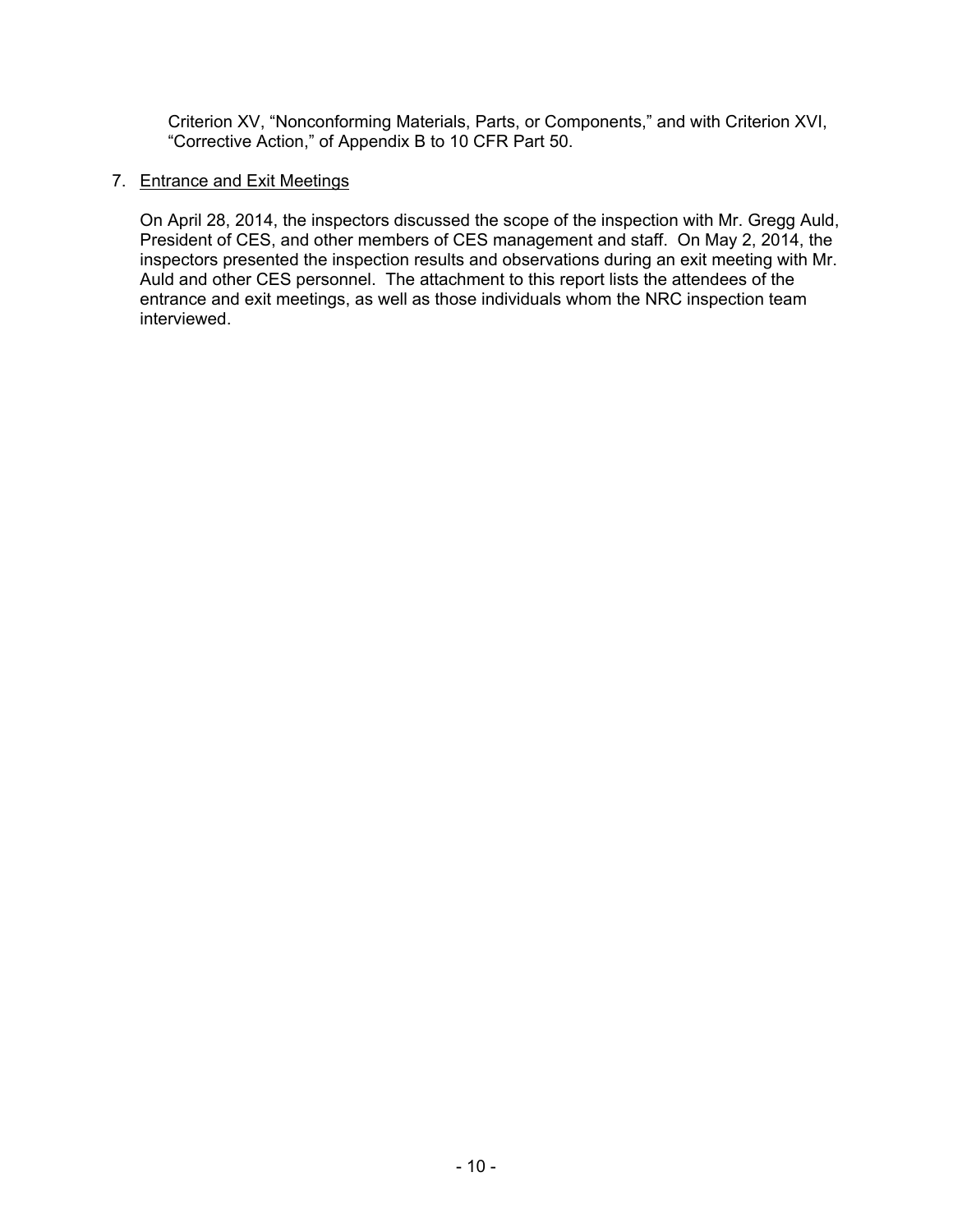Criterion XV, “Nonconforming Materials, Parts, or Components,” and with Criterion XVI, “Corrective Action,” of Appendix B to 10 CFR Part 50.

7. Entrance and Exit Meetings

   On April 28, 2014, the inspectors discussed the scope of the inspection with Mr. Gregg Auld, President of CES, and other members of CES management and staff. On May 2, 2014, the inspectors presented the inspection results and observations during an exit meeting with Mr. Auld and other CES personnel. The attachment to this report lists the attendees of the entrance and exit meetings, as well as those individuals whom the NRC inspection team interviewed.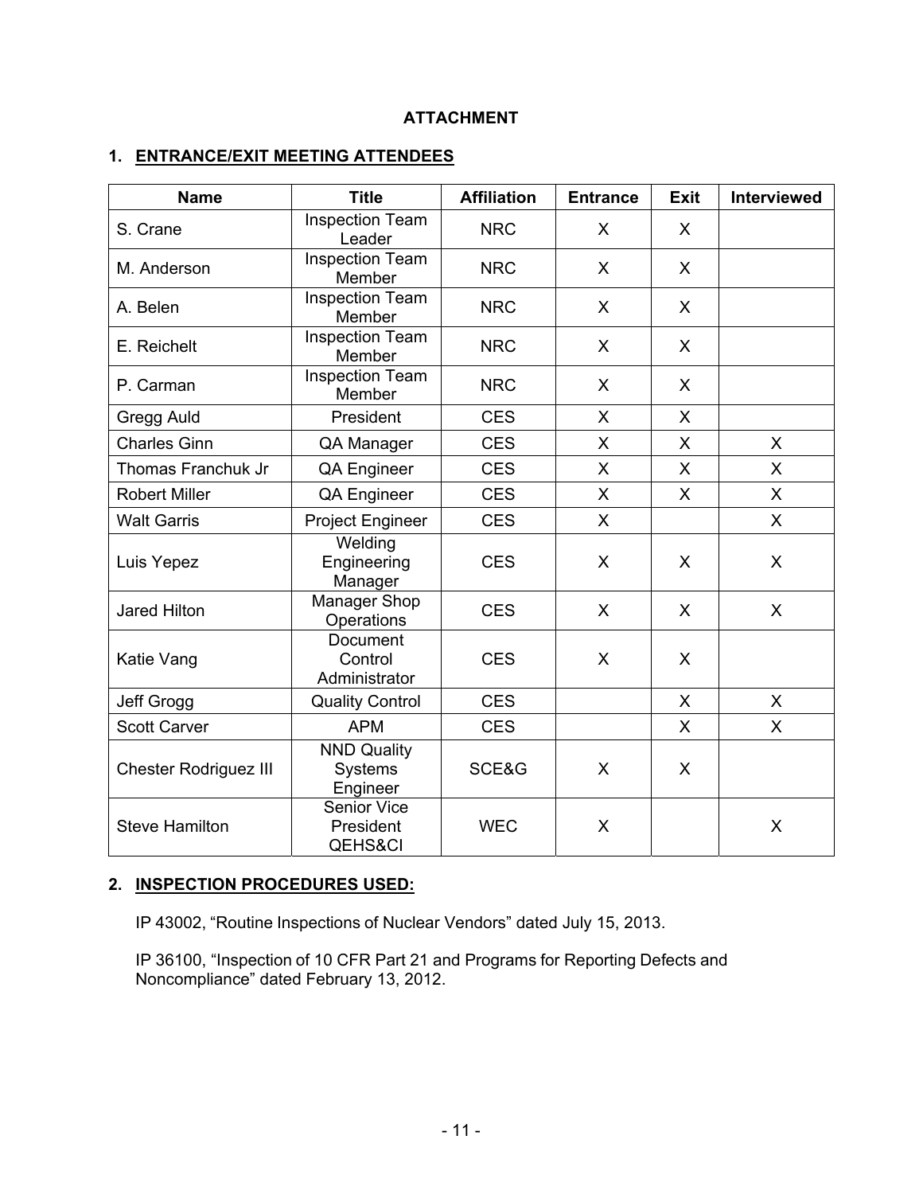**ATTACHMENT**

## 1. ENTRANCE/EXIT MEETING ATTENDEES

| Name | Title | Affiliation | Entrance | Exit | Interviewed |
|---|---|---|---|---|---|
| S. Crane | Inspection Team Leader | NRC | X | X | |
| M. Anderson | Inspection Team Member | NRC | X | X | |
| A. Belen | Inspection Team Member | NRC | X | X | |
| E. Reichelt | Inspection Team Member | NRC | X | X | |
| P. Carman | Inspection Team Member | NRC | X | X | |
| Gregg Auld | President | CES | X | X | |
| Charles Ginn | QA Manager | CES | X | X | X |
| Thomas Franchuk Jr | QA Engineer | CES | X | X | X |
| Robert Miller | QA Engineer | CES | X | X | X |
| Walt Garris | Project Engineer | CES | X | | X |
| Luis Yepez | Welding Engineering Manager | CES | X | X | X |
| Jared Hilton | Manager Shop Operations | CES | X | X | X |
| Katie Vang | Document Control Administrator | CES | X | X | |
| Jeff Grogg | Quality Control | CES | | X | X |
| Scott Carver | APM | CES | | X | X |
| Chester Rodriguez III | NND Quality Systems Engineer | SCE&G | X | X | |
| Steve Hamilton | Senior Vice President QEHS&CI | WEC | X | | X |

## 2. INSPECTION PROCEDURES USED:

IP 43002, “Routine Inspections of Nuclear Vendors” dated July 15, 2013.

IP 36100, “Inspection of 10 CFR Part 21 and Programs for Reporting Defects and Noncompliance” dated February 13, 2012.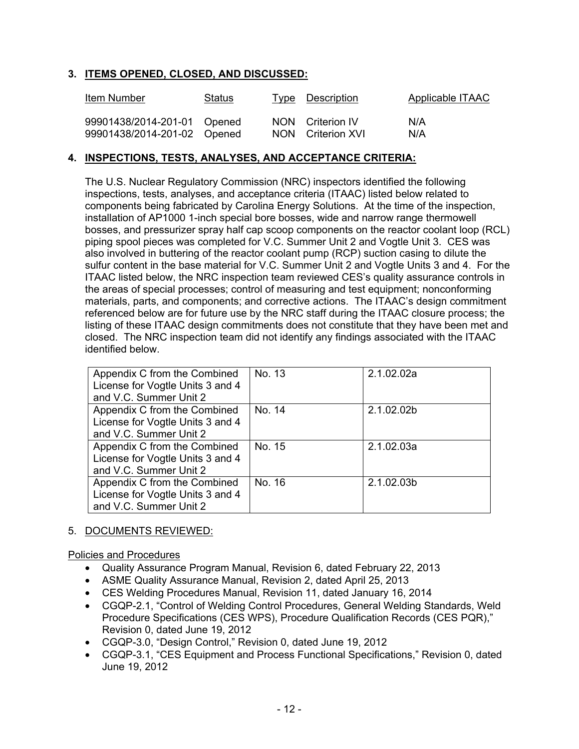## 3. ITEMS OPENED, CLOSED, AND DISCUSSED:

| Item Number | Status | Type | Description | Applicable ITAAC |
|---|---|---|---|---|
| 99901438/2014-201-01 | Opened | NON | Criterion IV | N/A |
| 99901438/2014-201-02 | Opened | NON | Criterion XVI | N/A |

## 4. INSPECTIONS, TESTS, ANALYSES, AND ACCEPTANCE CRITERIA:

The U.S. Nuclear Regulatory Commission (NRC) inspectors identified the following inspections, tests, analyses, and acceptance criteria (ITAAC) listed below related to components being fabricated by Carolina Energy Solutions. At the time of the inspection, installation of AP1000 1-inch special bore bosses, wide and narrow range thermowell bosses, and pressurizer spray half cap scoop components on the reactor coolant loop (RCL) piping spool pieces was completed for V.C. Summer Unit 2 and Vogtle Unit 3. CES was also involved in buttering of the reactor coolant pump (RCP) suction casing to dilute the sulfur content in the base material for V.C. Summer Unit 2 and Vogtle Units 3 and 4. For the ITAAC listed below, the NRC inspection team reviewed CES's quality assurance controls in the areas of special processes; control of measuring and test equipment; nonconforming materials, parts, and components; and corrective actions. The ITAAC's design commitment referenced below are for future use by the NRC staff during the ITAAC closure process; the listing of these ITAAC design commitments does not constitute that they have been met and closed. The NRC inspection team did not identify any findings associated with the ITAAC identified below.

| | | |
|---|---|---|
| Appendix C from the Combined License for Vogtle Units 3 and 4 and V.C. Summer Unit 2 | No. 13 | 2.1.02.02a |
| Appendix C from the Combined License for Vogtle Units 3 and 4 and V.C. Summer Unit 2 | No. 14 | 2.1.02.02b |
| Appendix C from the Combined License for Vogtle Units 3 and 4 and V.C. Summer Unit 2 | No. 15 | 2.1.02.03a |
| Appendix C from the Combined License for Vogtle Units 3 and 4 and V.C. Summer Unit 2 | No. 16 | 2.1.02.03b |

## 5. DOCUMENTS REVIEWED:

Policies and Procedures

- Quality Assurance Program Manual, Revision 6, dated February 22, 2013
- ASME Quality Assurance Manual, Revision 2, dated April 25, 2013
- CES Welding Procedures Manual, Revision 11, dated January 16, 2014
- CGQP-2.1, "Control of Welding Control Procedures, General Welding Standards, Weld Procedure Specifications (CES WPS), Procedure Qualification Records (CES PQR)," Revision 0, dated June 19, 2012
- CGQP-3.0, "Design Control," Revision 0, dated June 19, 2012
- CGQP-3.1, "CES Equipment and Process Functional Specifications," Revision 0, dated June 19, 2012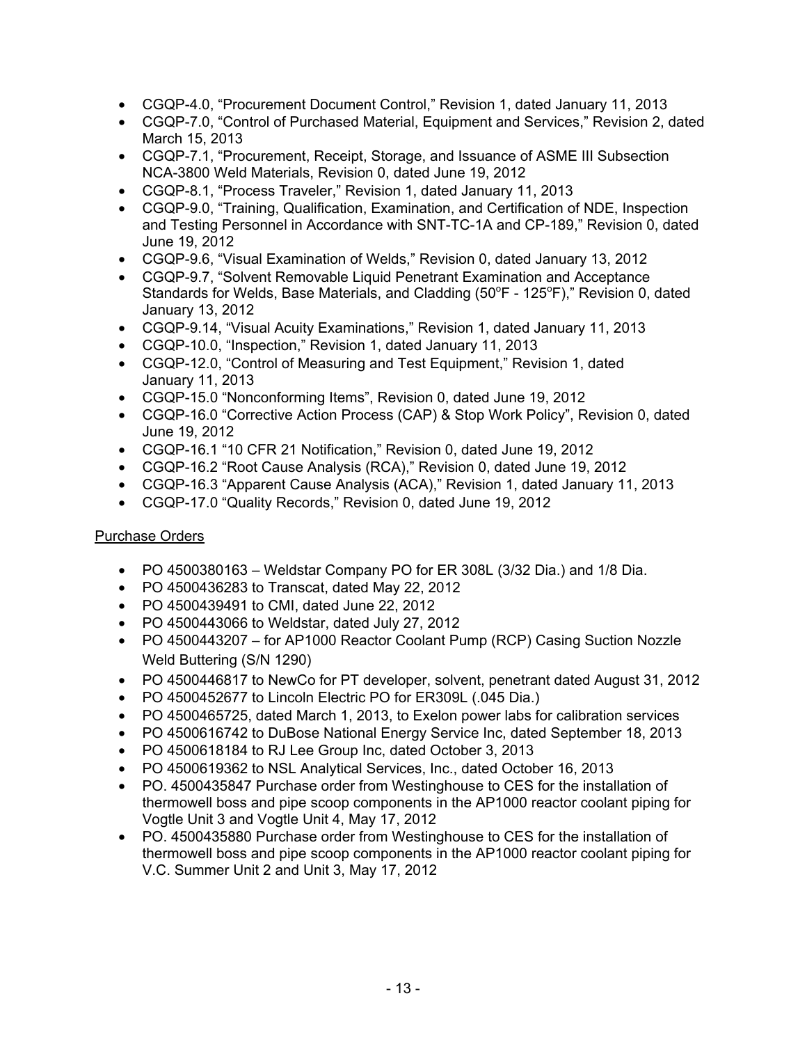- CGQP-4.0, "Procurement Document Control," Revision 1, dated January 11, 2013
- CGQP-7.0, "Control of Purchased Material, Equipment and Services," Revision 2, dated March 15, 2013
- CGQP-7.1, "Procurement, Receipt, Storage, and Issuance of ASME III Subsection NCA-3800 Weld Materials, Revision 0, dated June 19, 2012
- CGQP-8.1, "Process Traveler," Revision 1, dated January 11, 2013
- CGQP-9.0, "Training, Qualification, Examination, and Certification of NDE, Inspection and Testing Personnel in Accordance with SNT-TC-1A and CP-189," Revision 0, dated June 19, 2012
- CGQP-9.6, "Visual Examination of Welds," Revision 0, dated January 13, 2012
- CGQP-9.7, "Solvent Removable Liquid Penetrant Examination and Acceptance Standards for Welds, Base Materials, and Cladding (50°F - 125°F)," Revision 0, dated January 13, 2012
- CGQP-9.14, "Visual Acuity Examinations," Revision 1, dated January 11, 2013
- CGQP-10.0, "Inspection," Revision 1, dated January 11, 2013
- CGQP-12.0, "Control of Measuring and Test Equipment," Revision 1, dated January 11, 2013
- CGQP-15.0 "Nonconforming Items", Revision 0, dated June 19, 2012
- CGQP-16.0 "Corrective Action Process (CAP) & Stop Work Policy", Revision 0, dated June 19, 2012
- CGQP-16.1 "10 CFR 21 Notification," Revision 0, dated June 19, 2012
- CGQP-16.2 "Root Cause Analysis (RCA)," Revision 0, dated June 19, 2012
- CGQP-16.3 "Apparent Cause Analysis (ACA)," Revision 1, dated January 11, 2013
- CGQP-17.0 "Quality Records," Revision 0, dated June 19, 2012

Purchase Orders

- PO 4500380163 – Weldstar Company PO for ER 308L (3/32 Dia.) and 1/8 Dia.
- PO 4500436283 to Transcat, dated May 22, 2012
- PO 4500439491 to CMI, dated June 22, 2012
- PO 4500443066 to Weldstar, dated July 27, 2012
- PO 4500443207 – for AP1000 Reactor Coolant Pump (RCP) Casing Suction Nozzle Weld Buttering (S/N 1290)
- PO 4500446817 to NewCo for PT developer, solvent, penetrant dated August 31, 2012
- PO 4500452677 to Lincoln Electric PO for ER309L (.045 Dia.)
- PO 4500465725, dated March 1, 2013, to Exelon power labs for calibration services
- PO 4500616742 to DuBose National Energy Service Inc, dated September 18, 2013
- PO 4500618184 to RJ Lee Group Inc, dated October 3, 2013
- PO 4500619362 to NSL Analytical Services, Inc., dated October 16, 2013
- PO. 4500435847 Purchase order from Westinghouse to CES for the installation of thermowell boss and pipe scoop components in the AP1000 reactor coolant piping for Vogtle Unit 3 and Vogtle Unit 4, May 17, 2012
- PO. 4500435880 Purchase order from Westinghouse to CES for the installation of thermowell boss and pipe scoop components in the AP1000 reactor coolant piping for V.C. Summer Unit 2 and Unit 3, May 17, 2012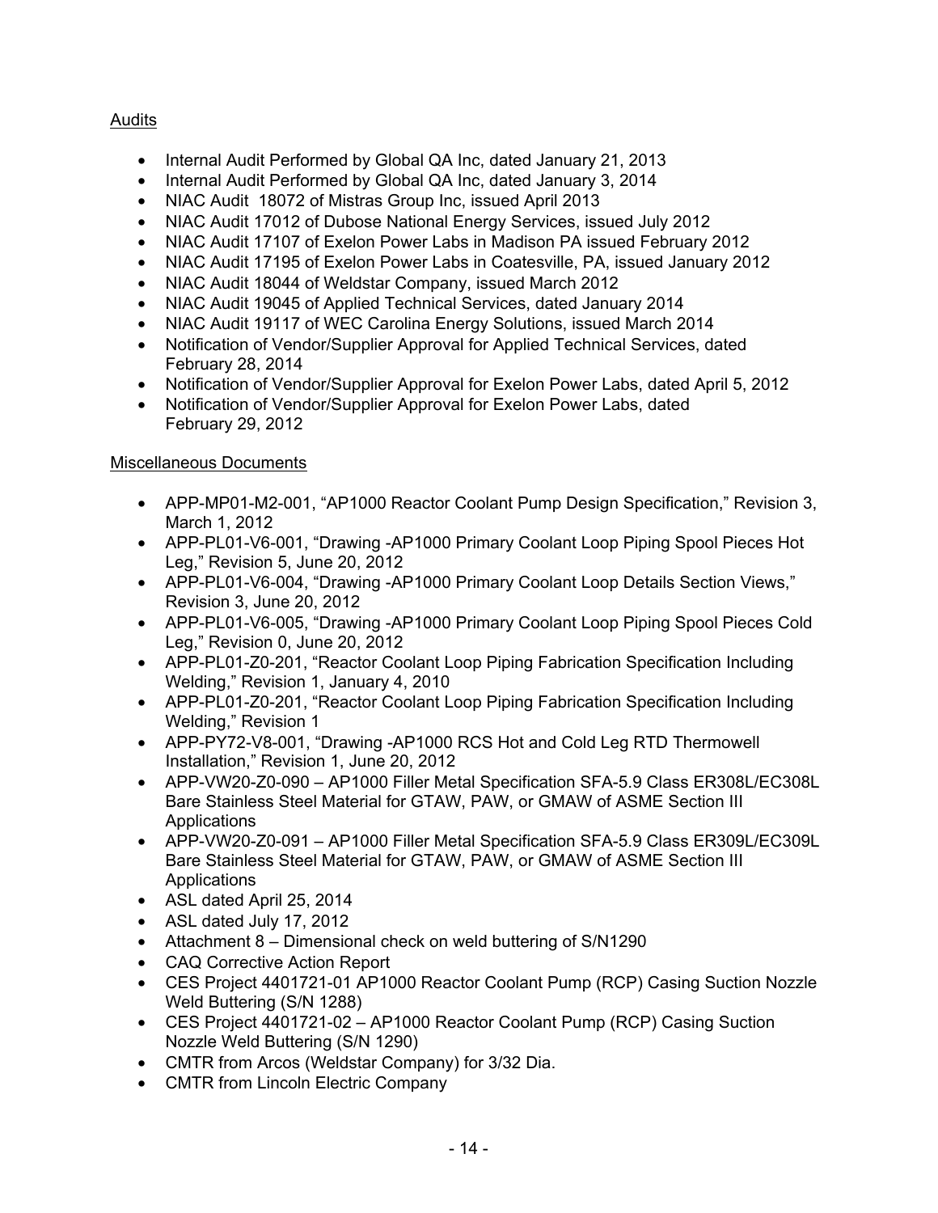Audits

- Internal Audit Performed by Global QA Inc, dated January 21, 2013
- Internal Audit Performed by Global QA Inc, dated January 3, 2014
- NIAC Audit 18072 of Mistras Group Inc, issued April 2013
- NIAC Audit 17012 of Dubose National Energy Services, issued July 2012
- NIAC Audit 17107 of Exelon Power Labs in Madison PA issued February 2012
- NIAC Audit 17195 of Exelon Power Labs in Coatesville, PA, issued January 2012
- NIAC Audit 18044 of Weldstar Company, issued March 2012
- NIAC Audit 19045 of Applied Technical Services, dated January 2014
- NIAC Audit 19117 of WEC Carolina Energy Solutions, issued March 2014
- Notification of Vendor/Supplier Approval for Applied Technical Services, dated February 28, 2014
- Notification of Vendor/Supplier Approval for Exelon Power Labs, dated April 5, 2012
- Notification of Vendor/Supplier Approval for Exelon Power Labs, dated February 29, 2012

Miscellaneous Documents

- APP-MP01-M2-001, "AP1000 Reactor Coolant Pump Design Specification," Revision 3, March 1, 2012
- APP-PL01-V6-001, "Drawing -AP1000 Primary Coolant Loop Piping Spool Pieces Hot Leg," Revision 5, June 20, 2012
- APP-PL01-V6-004, "Drawing -AP1000 Primary Coolant Loop Details Section Views," Revision 3, June 20, 2012
- APP-PL01-V6-005, "Drawing -AP1000 Primary Coolant Loop Piping Spool Pieces Cold Leg," Revision 0, June 20, 2012
- APP-PL01-Z0-201, "Reactor Coolant Loop Piping Fabrication Specification Including Welding," Revision 1, January 4, 2010
- APP-PL01-Z0-201, "Reactor Coolant Loop Piping Fabrication Specification Including Welding," Revision 1
- APP-PY72-V8-001, "Drawing -AP1000 RCS Hot and Cold Leg RTD Thermowell Installation," Revision 1, June 20, 2012
- APP-VW20-Z0-090 – AP1000 Filler Metal Specification SFA-5.9 Class ER308L/EC308L Bare Stainless Steel Material for GTAW, PAW, or GMAW of ASME Section III Applications
- APP-VW20-Z0-091 – AP1000 Filler Metal Specification SFA-5.9 Class ER309L/EC309L Bare Stainless Steel Material for GTAW, PAW, or GMAW of ASME Section III Applications
- ASL dated April 25, 2014
- ASL dated July 17, 2012
- Attachment 8 – Dimensional check on weld buttering of S/N1290
- CAQ Corrective Action Report
- CES Project 4401721-01 AP1000 Reactor Coolant Pump (RCP) Casing Suction Nozzle Weld Buttering (S/N 1288)
- CES Project 4401721-02 – AP1000 Reactor Coolant Pump (RCP) Casing Suction Nozzle Weld Buttering (S/N 1290)
- CMTR from Arcos (Weldstar Company) for 3/32 Dia.
- CMTR from Lincoln Electric Company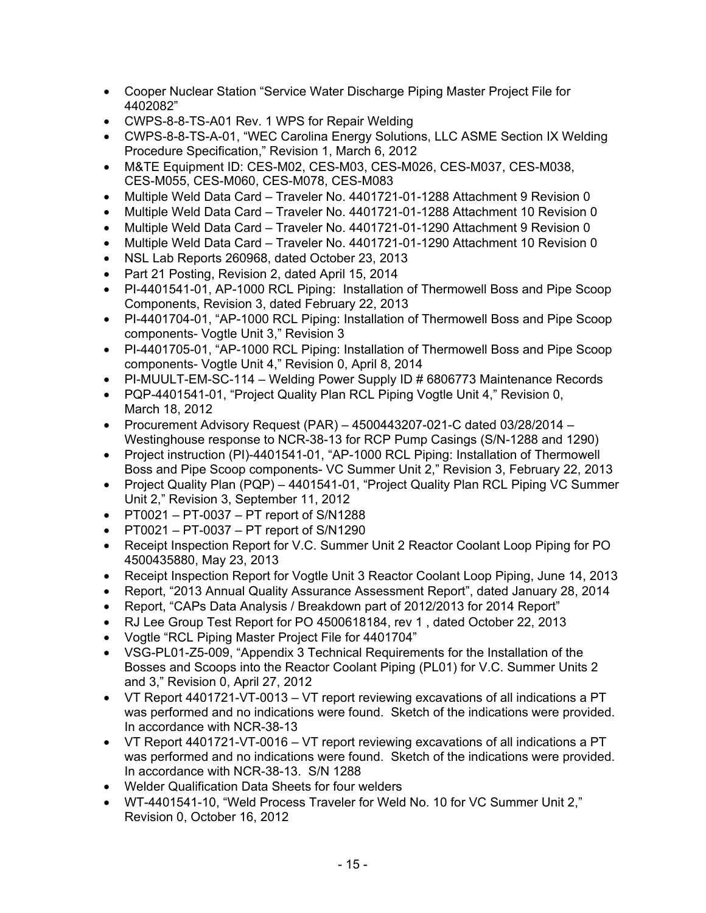- Cooper Nuclear Station "Service Water Discharge Piping Master Project File for 4402082"
- CWPS-8-8-TS-A01 Rev. 1 WPS for Repair Welding
- CWPS-8-8-TS-A-01, "WEC Carolina Energy Solutions, LLC ASME Section IX Welding Procedure Specification," Revision 1, March 6, 2012
- M&TE Equipment ID: CES-M02, CES-M03, CES-M026, CES-M037, CES-M038, CES-M055, CES-M060, CES-M078, CES-M083
- Multiple Weld Data Card – Traveler No. 4401721-01-1288 Attachment 9 Revision 0
- Multiple Weld Data Card – Traveler No. 4401721-01-1288 Attachment 10 Revision 0
- Multiple Weld Data Card – Traveler No. 4401721-01-1290 Attachment 9 Revision 0
- Multiple Weld Data Card – Traveler No. 4401721-01-1290 Attachment 10 Revision 0
- NSL Lab Reports 260968, dated October 23, 2013
- Part 21 Posting, Revision 2, dated April 15, 2014
- PI-4401541-01, AP-1000 RCL Piping: Installation of Thermowell Boss and Pipe Scoop Components, Revision 3, dated February 22, 2013
- PI-4401704-01, "AP-1000 RCL Piping: Installation of Thermowell Boss and Pipe Scoop components- Vogtle Unit 3," Revision 3
- PI-4401705-01, "AP-1000 RCL Piping: Installation of Thermowell Boss and Pipe Scoop components- Vogtle Unit 4," Revision 0, April 8, 2014
- PI-MUULT-EM-SC-114 – Welding Power Supply ID # 6806773 Maintenance Records
- PQP-4401541-01, "Project Quality Plan RCL Piping Vogtle Unit 4," Revision 0, March 18, 2012
- Procurement Advisory Request (PAR) – 4500443207-021-C dated 03/28/2014 – Westinghouse response to NCR-38-13 for RCP Pump Casings (S/N-1288 and 1290)
- Project instruction (PI)-4401541-01, "AP-1000 RCL Piping: Installation of Thermowell Boss and Pipe Scoop components- VC Summer Unit 2," Revision 3, February 22, 2013
- Project Quality Plan (PQP) – 4401541-01, "Project Quality Plan RCL Piping VC Summer Unit 2," Revision 3, September 11, 2012
- PT0021 – PT-0037 – PT report of S/N1288
- PT0021 – PT-0037 – PT report of S/N1290
- Receipt Inspection Report for V.C. Summer Unit 2 Reactor Coolant Loop Piping for PO 4500435880, May 23, 2013
- Receipt Inspection Report for Vogtle Unit 3 Reactor Coolant Loop Piping, June 14, 2013
- Report, "2013 Annual Quality Assurance Assessment Report", dated January 28, 2014
- Report, "CAPs Data Analysis / Breakdown part of 2012/2013 for 2014 Report"
- RJ Lee Group Test Report for PO 4500618184, rev 1 , dated October 22, 2013
- Vogtle "RCL Piping Master Project File for 4401704"
- VSG-PL01-Z5-009, "Appendix 3 Technical Requirements for the Installation of the Bosses and Scoops into the Reactor Coolant Piping (PL01) for V.C. Summer Units 2 and 3," Revision 0, April 27, 2012
- VT Report 4401721-VT-0013 – VT report reviewing excavations of all indications a PT was performed and no indications were found. Sketch of the indications were provided. In accordance with NCR-38-13
- VT Report 4401721-VT-0016 – VT report reviewing excavations of all indications a PT was performed and no indications were found. Sketch of the indications were provided. In accordance with NCR-38-13. S/N 1288
- Welder Qualification Data Sheets for four welders
- WT-4401541-10, "Weld Process Traveler for Weld No. 10 for VC Summer Unit 2," Revision 0, October 16, 2012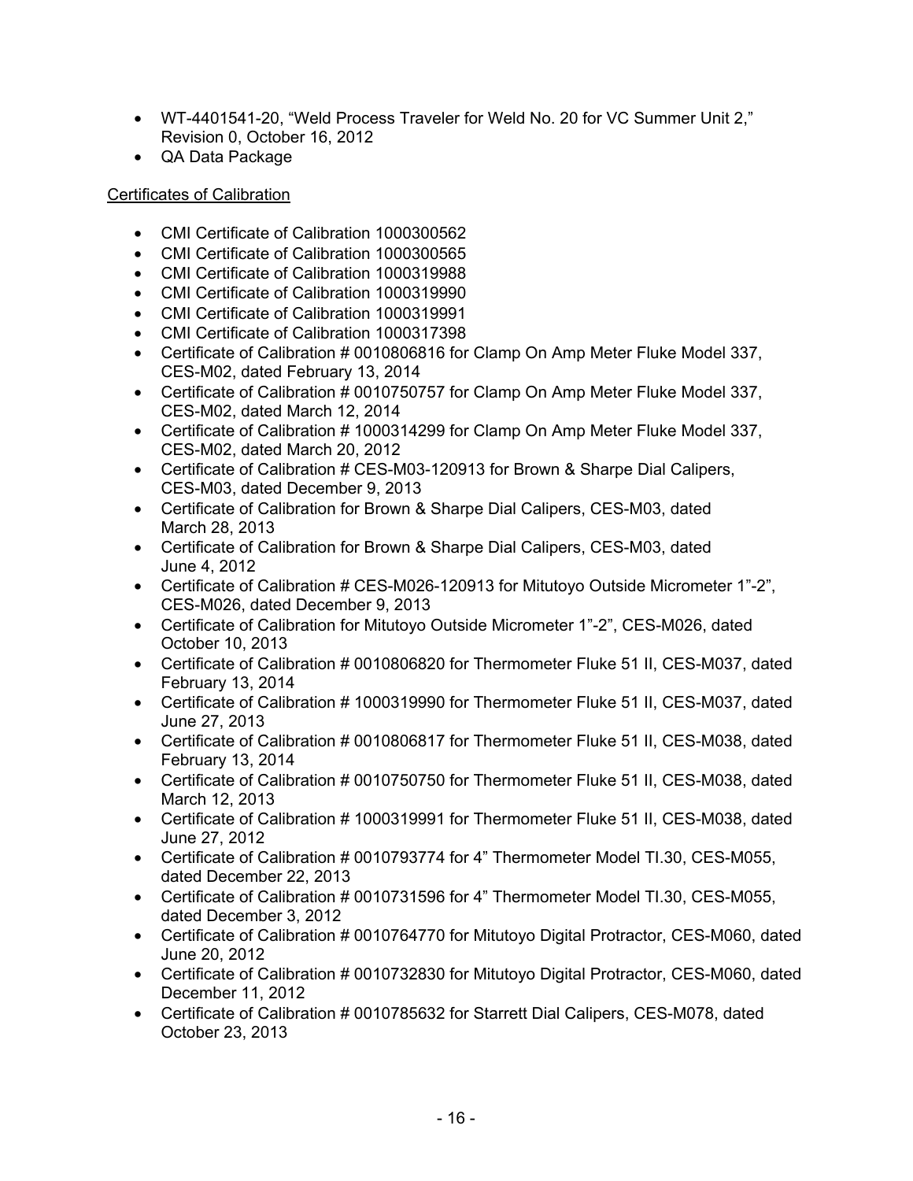- WT-4401541-20, "Weld Process Traveler for Weld No. 20 for VC Summer Unit 2," Revision 0, October 16, 2012
- QA Data Package

Certificates of Calibration

- CMI Certificate of Calibration 1000300562
- CMI Certificate of Calibration 1000300565
- CMI Certificate of Calibration 1000319988
- CMI Certificate of Calibration 1000319990
- CMI Certificate of Calibration 1000319991
- CMI Certificate of Calibration 1000317398
- Certificate of Calibration # 0010806816 for Clamp On Amp Meter Fluke Model 337, CES-M02, dated February 13, 2014
- Certificate of Calibration # 0010750757 for Clamp On Amp Meter Fluke Model 337, CES-M02, dated March 12, 2014
- Certificate of Calibration # 1000314299 for Clamp On Amp Meter Fluke Model 337, CES-M02, dated March 20, 2012
- Certificate of Calibration # CES-M03-120913 for Brown & Sharpe Dial Calipers, CES-M03, dated December 9, 2013
- Certificate of Calibration for Brown & Sharpe Dial Calipers, CES-M03, dated March 28, 2013
- Certificate of Calibration for Brown & Sharpe Dial Calipers, CES-M03, dated June 4, 2012
- Certificate of Calibration # CES-M026-120913 for Mitutoyo Outside Micrometer 1"-2", CES-M026, dated December 9, 2013
- Certificate of Calibration for Mitutoyo Outside Micrometer 1"-2", CES-M026, dated October 10, 2013
- Certificate of Calibration # 0010806820 for Thermometer Fluke 51 II, CES-M037, dated February 13, 2014
- Certificate of Calibration # 1000319990 for Thermometer Fluke 51 II, CES-M037, dated June 27, 2013
- Certificate of Calibration # 0010806817 for Thermometer Fluke 51 II, CES-M038, dated February 13, 2014
- Certificate of Calibration # 0010750750 for Thermometer Fluke 51 II, CES-M038, dated March 12, 2013
- Certificate of Calibration # 1000319991 for Thermometer Fluke 51 II, CES-M038, dated June 27, 2012
- Certificate of Calibration # 0010793774 for 4" Thermometer Model TI.30, CES-M055, dated December 22, 2013
- Certificate of Calibration # 0010731596 for 4" Thermometer Model TI.30, CES-M055, dated December 3, 2012
- Certificate of Calibration # 0010764770 for Mitutoyo Digital Protractor, CES-M060, dated June 20, 2012
- Certificate of Calibration # 0010732830 for Mitutoyo Digital Protractor, CES-M060, dated December 11, 2012
- Certificate of Calibration # 0010785632 for Starrett Dial Calipers, CES-M078, dated October 23, 2013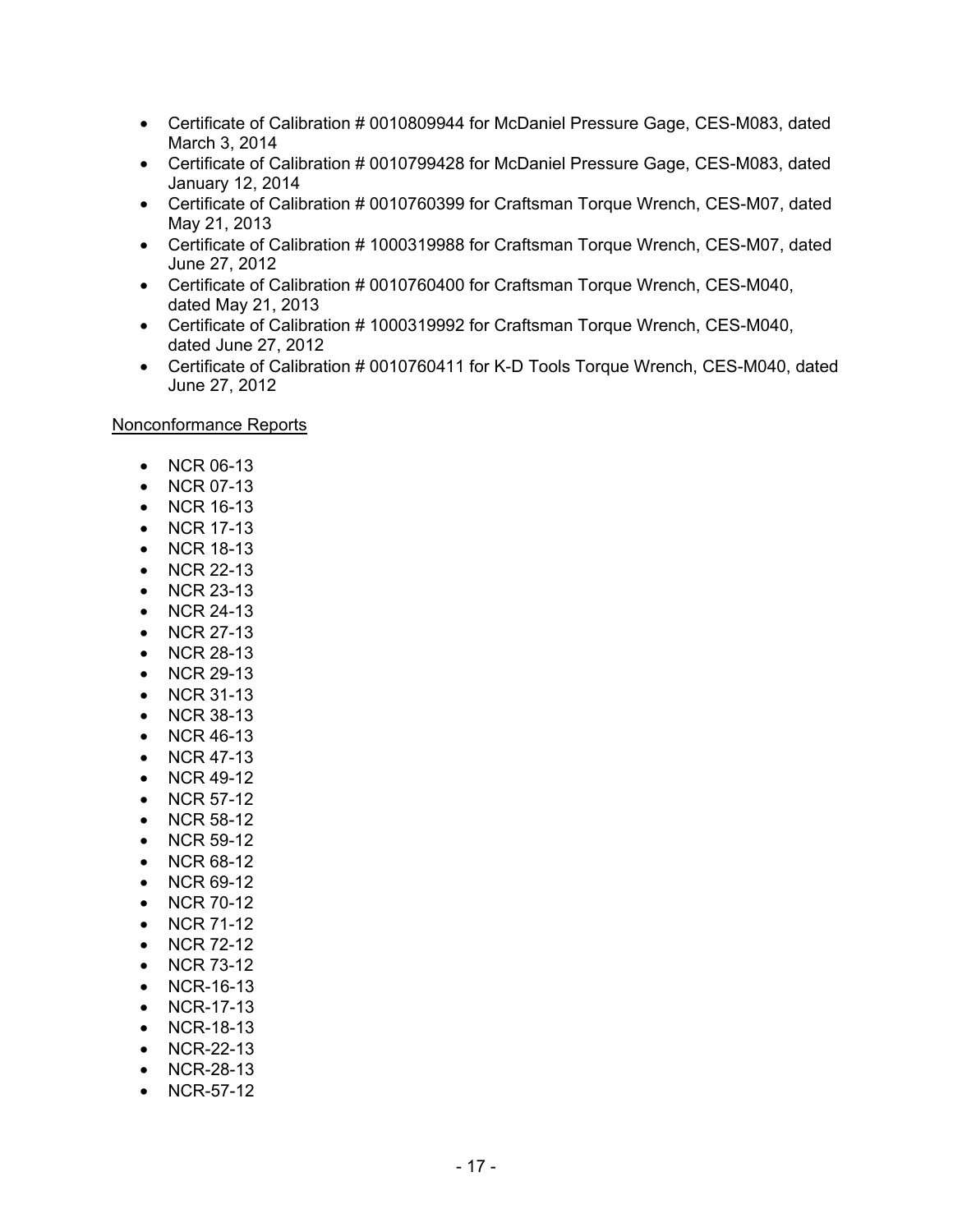- Certificate of Calibration # 0010809944 for McDaniel Pressure Gage, CES-M083, dated March 3, 2014
- Certificate of Calibration # 0010799428 for McDaniel Pressure Gage, CES-M083, dated January 12, 2014
- Certificate of Calibration # 0010760399 for Craftsman Torque Wrench, CES-M07, dated May 21, 2013
- Certificate of Calibration # 1000319988 for Craftsman Torque Wrench, CES-M07, dated June 27, 2012
- Certificate of Calibration # 0010760400 for Craftsman Torque Wrench, CES-M040, dated May 21, 2013
- Certificate of Calibration # 1000319992 for Craftsman Torque Wrench, CES-M040, dated June 27, 2012
- Certificate of Calibration # 0010760411 for K-D Tools Torque Wrench, CES-M040, dated June 27, 2012

<u>Nonconformance Reports</u>

- NCR 06-13
- NCR 07-13
- NCR 16-13
- NCR 17-13
- NCR 18-13
- NCR 22-13
- NCR 23-13
- NCR 24-13
- NCR 27-13
- NCR 28-13
- NCR 29-13
- NCR 31-13
- NCR 38-13
- NCR 46-13
- NCR 47-13
- NCR 49-12
- NCR 57-12
- NCR 58-12
- NCR 59-12
- NCR 68-12
- NCR 69-12
- NCR 70-12
- NCR 71-12
- NCR 72-12
- NCR 73-12
- NCR-16-13
- NCR-17-13
- NCR-18-13
- NCR-22-13
- NCR-28-13
- NCR-57-12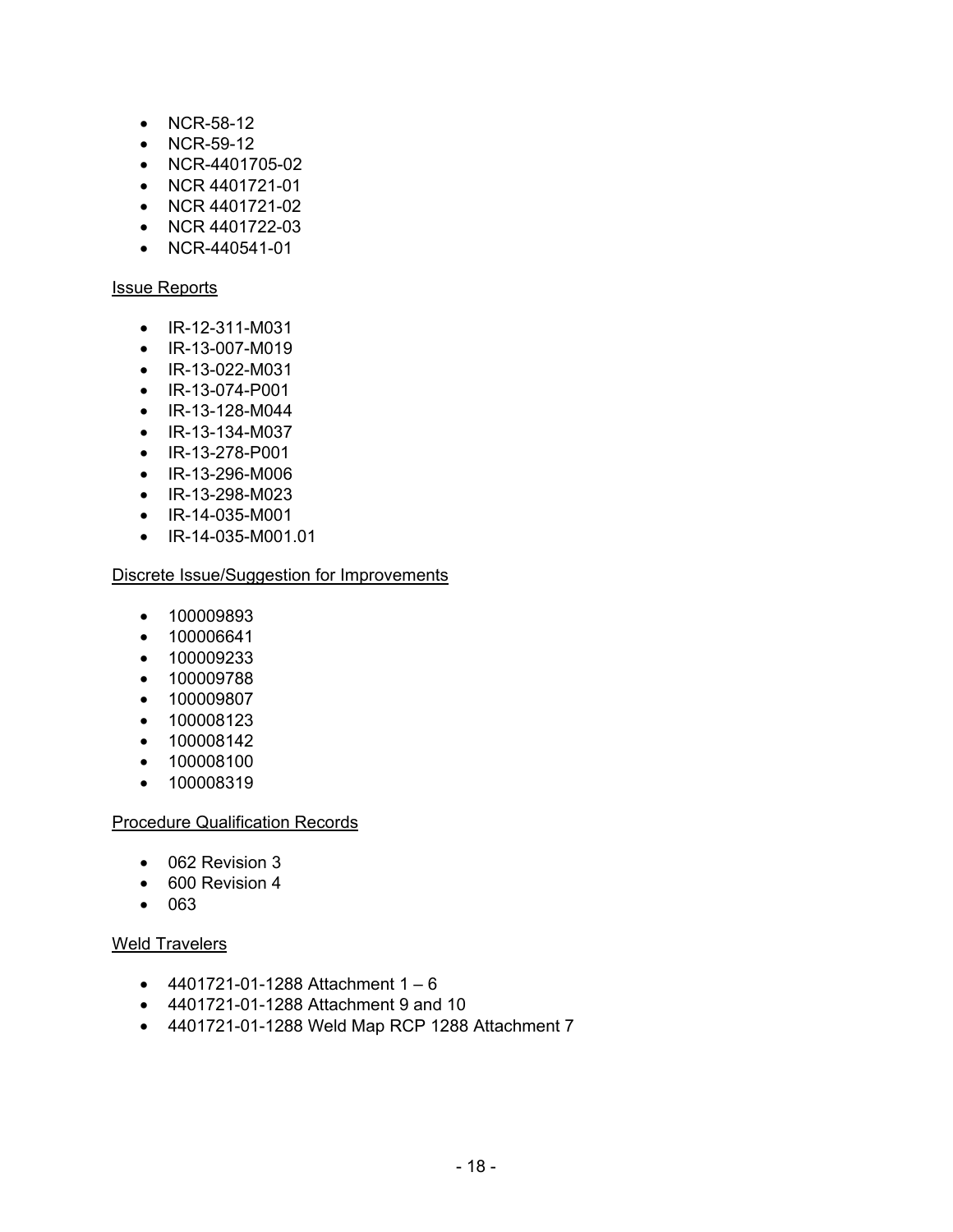- NCR-58-12
- NCR-59-12
- NCR-4401705-02
- NCR 4401721-01
- NCR 4401721-02
- NCR 4401722-03
- NCR-440541-01

Issue Reports

- IR-12-311-M031
- IR-13-007-M019
- IR-13-022-M031
- IR-13-074-P001
- IR-13-128-M044
- IR-13-134-M037
- IR-13-278-P001
- IR-13-296-M006
- IR-13-298-M023
- IR-14-035-M001
- IR-14-035-M001.01

Discrete Issue/Suggestion for Improvements

- 100009893
- 100006641
- 100009233
- 100009788
- 100009807
- 100008123
- 100008142
- 100008100
- 100008319

Procedure Qualification Records

- 062 Revision 3
- 600 Revision 4
- 063

Weld Travelers

- 4401721-01-1288 Attachment 1 – 6
- 4401721-01-1288 Attachment 9 and 10
- 4401721-01-1288 Weld Map RCP 1288 Attachment 7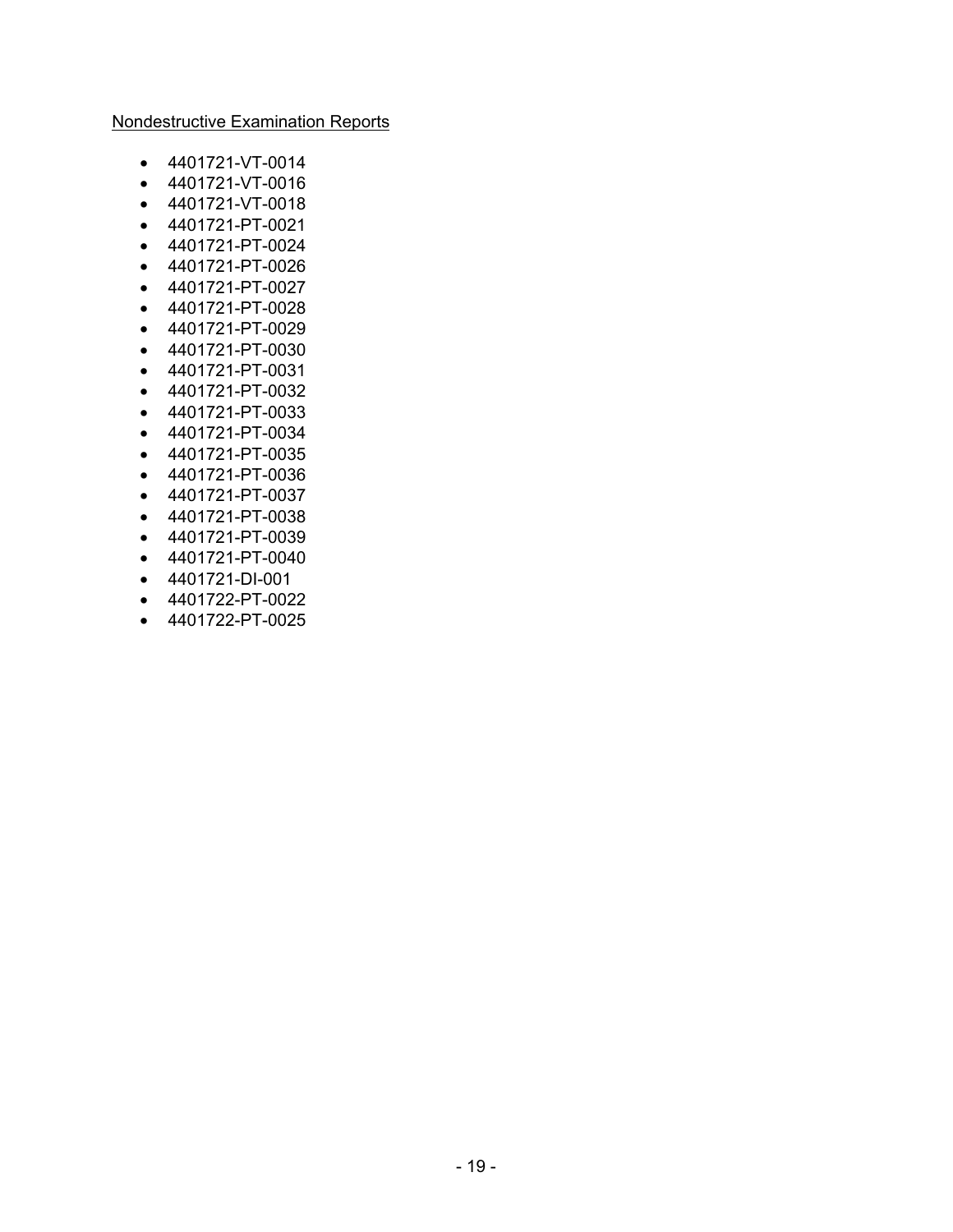<u>Nondestructive Examination Reports</u>

- 4401721-VT-0014
- 4401721-VT-0016
- 4401721-VT-0018
- 4401721-PT-0021
- 4401721-PT-0024
- 4401721-PT-0026
- 4401721-PT-0027
- 4401721-PT-0028
- 4401721-PT-0029
- 4401721-PT-0030
- 4401721-PT-0031
- 4401721-PT-0032
- 4401721-PT-0033
- 4401721-PT-0034
- 4401721-PT-0035
- 4401721-PT-0036
- 4401721-PT-0037
- 4401721-PT-0038
- 4401721-PT-0039
- 4401721-PT-0040
- 4401721-DI-001
- 4401722-PT-0022
- 4401722-PT-0025